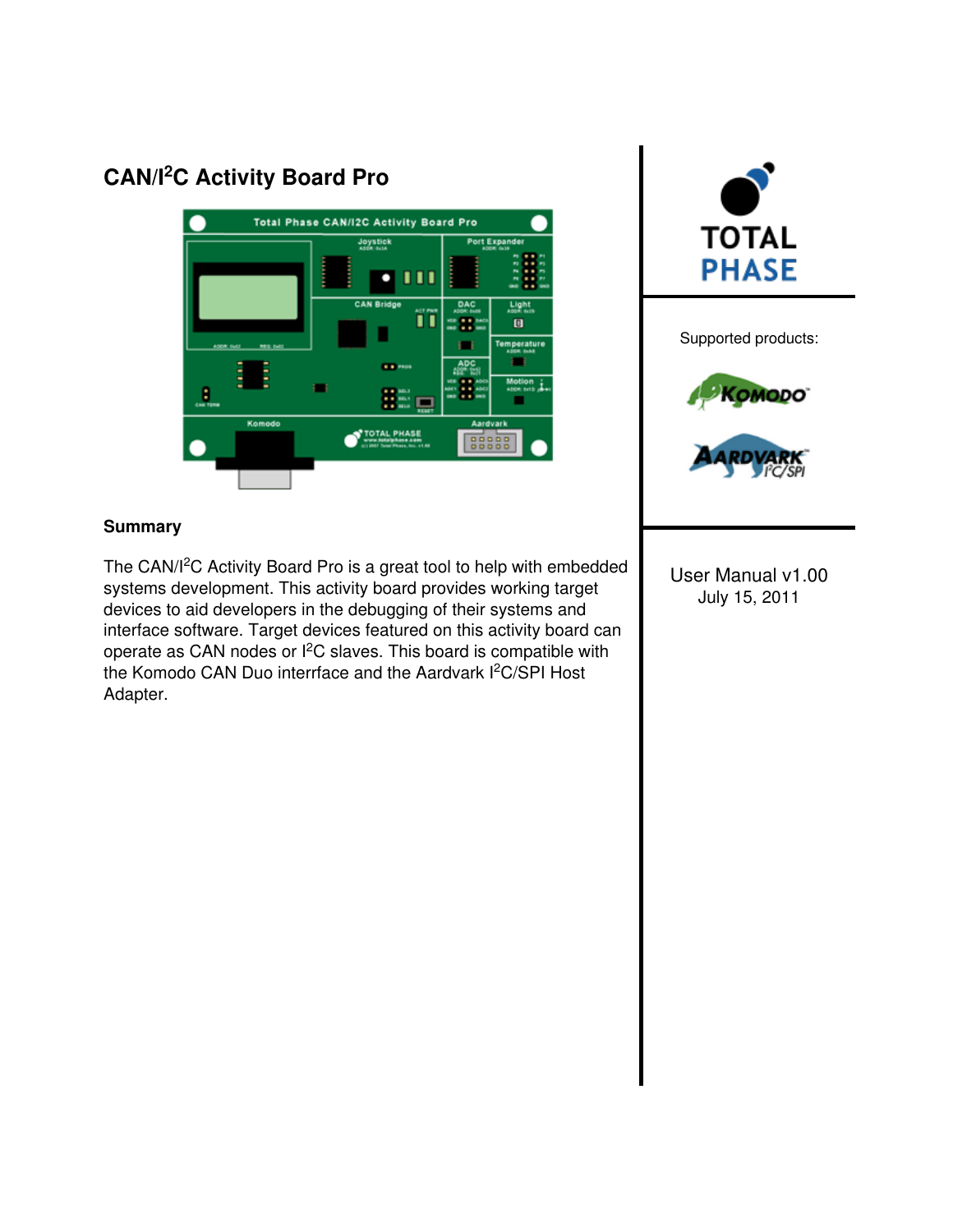# CAN/I$^2$C Activity Board Pro

## Summary

The CAN/I$^2$C Activity Board Pro is a great tool to help with embedded systems development. This activity board provides working target devices to aid developers in the debugging of their systems and interface software. Target devices featured on this activity board can operate as CAN nodes or I$^2$C slaves. This board is compatible with the Komodo CAN Duo interrface and the Aardvark I$^2$C/SPI Host Adapter.

TOTAL PHASE

Supported products:

User Manual v1.00
July 15, 2011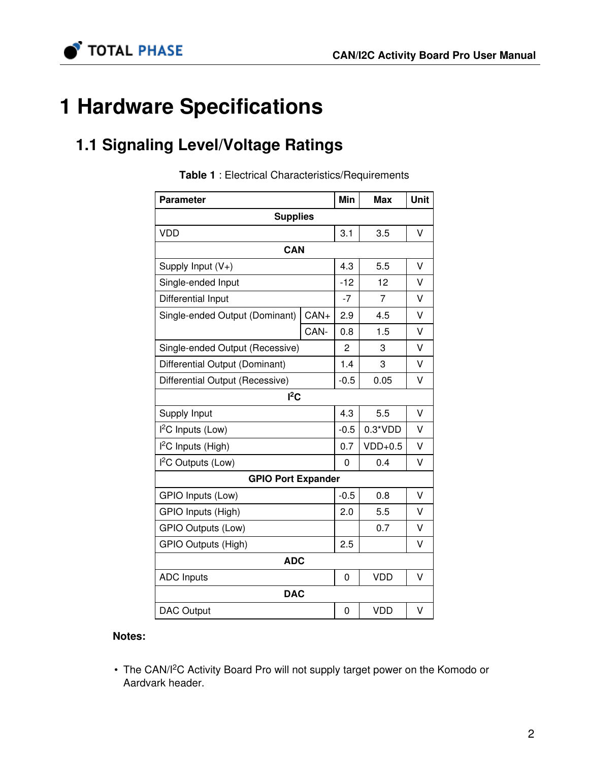# 1 Hardware Specifications

## 1.1 Signaling Level/Voltage Ratings

**Table 1** : Electrical Characteristics/Requirements

| Parameter | | Min | Max | Unit |
|---|---|---|---|---|
| **Supplies** | | | | |
| VDD | | 3.1 | 3.5 | V |
| **CAN** | | | | |
| Supply Input (V+) | | 4.3 | 5.5 | V |
| Single-ended Input | | -12 | 12 | V |
| Differential Input | | -7 | 7 | V |
| Single-ended Output (Dominant) | CAN+ | 2.9 | 4.5 | V |
| | CAN- | 0.8 | 1.5 | V |
| Single-ended Output (Recessive) | | 2 | 3 | V |
| Differential Output (Dominant) | | 1.4 | 3 | V |
| Differential Output (Recessive) | | -0.5 | 0.05 | V |
| **I²C** | | | | |
| Supply Input | | 4.3 | 5.5 | V |
| I²C Inputs (Low) | | -0.5 | 0.3*VDD | V |
| I²C Inputs (High) | | 0.7 | VDD+0.5 | V |
| I²C Outputs (Low) | | 0 | 0.4 | V |
| **GPIO Port Expander** | | | | |
| GPIO Inputs (Low) | | -0.5 | 0.8 | V |
| GPIO Inputs (High) | | 2.0 | 5.5 | V |
| GPIO Outputs (Low) | | | 0.7 | V |
| GPIO Outputs (High) | | 2.5 | | V |
| **ADC** | | | | |
| ADC Inputs | | 0 | VDD | V |
| **DAC** | | | | |
| DAC Output | | 0 | VDD | V |

**Notes:**

- The CAN/I²C Activity Board Pro will not supply target power on the Komodo or Aardvark header.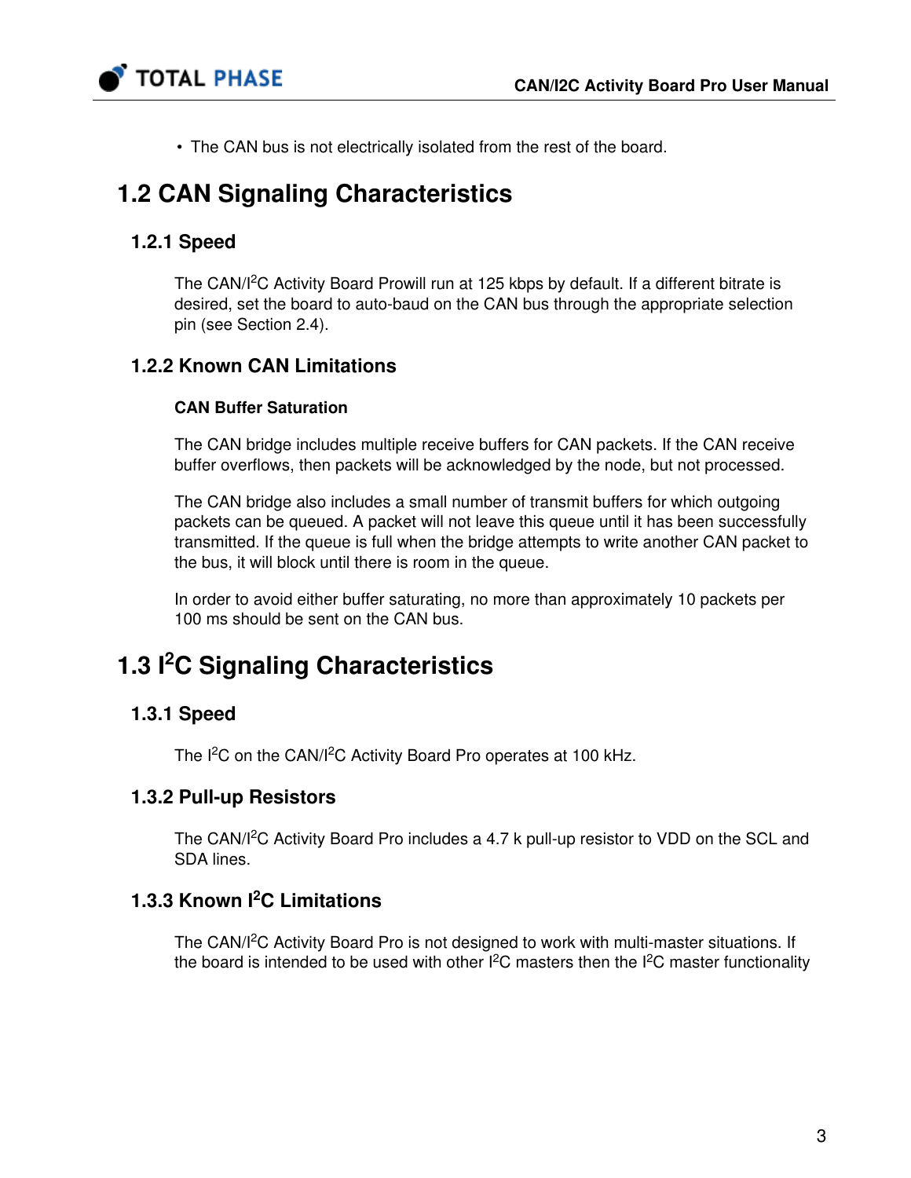- The CAN bus is not electrically isolated from the rest of the board.

## 1.2 CAN Signaling Characteristics

### 1.2.1 Speed

The CAN/I$^2$C Activity Board Prowill run at 125 kbps by default. If a different bitrate is desired, set the board to auto-baud on the CAN bus through the appropriate selection pin (see Section 2.4).

### 1.2.2 Known CAN Limitations

**CAN Buffer Saturation**

The CAN bridge includes multiple receive buffers for CAN packets. If the CAN receive buffer overflows, then packets will be acknowledged by the node, but not processed.

The CAN bridge also includes a small number of transmit buffers for which outgoing packets can be queued. A packet will not leave this queue until it has been successfully transmitted. If the queue is full when the bridge attempts to write another CAN packet to the bus, it will block until there is room in the queue.

In order to avoid either buffer saturating, no more than approximately 10 packets per 100 ms should be sent on the CAN bus.

## 1.3 I$^2$C Signaling Characteristics

### 1.3.1 Speed

The I$^2$C on the CAN/I$^2$C Activity Board Pro operates at 100 kHz.

### 1.3.2 Pull-up Resistors

The CAN/I$^2$C Activity Board Pro includes a 4.7 k pull-up resistor to VDD on the SCL and SDA lines.

### 1.3.3 Known I$^2$C Limitations

The CAN/I$^2$C Activity Board Pro is not designed to work with multi-master situations. If the board is intended to be used with other I$^2$C masters then the I$^2$C master functionality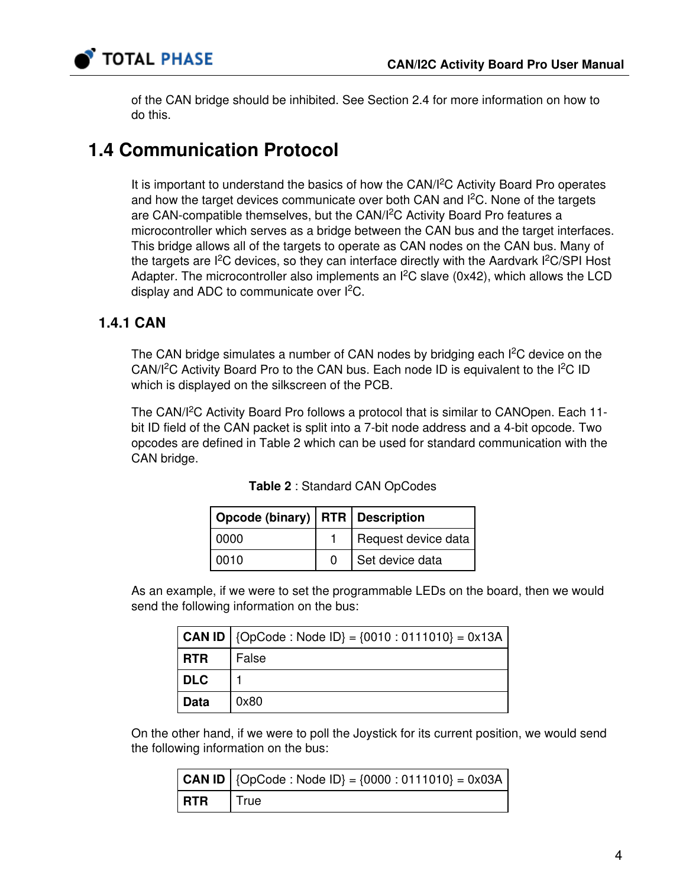of the CAN bridge should be inhibited. See Section 2.4 for more information on how to do this.

## 1.4 Communication Protocol

It is important to understand the basics of how the CAN/I$^2$C Activity Board Pro operates and how the target devices communicate over both CAN and I$^2$C. None of the targets are CAN-compatible themselves, but the CAN/I$^2$C Activity Board Pro features a microcontroller which serves as a bridge between the CAN bus and the target interfaces. This bridge allows all of the targets to operate as CAN nodes on the CAN bus. Many of the targets are I$^2$C devices, so they can interface directly with the Aardvark I$^2$C/SPI Host Adapter. The microcontroller also implements an I$^2$C slave (0x42), which allows the LCD display and ADC to communicate over I$^2$C.

### 1.4.1 CAN

The CAN bridge simulates a number of CAN nodes by bridging each I$^2$C device on the CAN/I$^2$C Activity Board Pro to the CAN bus. Each node ID is equivalent to the I$^2$C ID which is displayed on the silkscreen of the PCB.

The CAN/I$^2$C Activity Board Pro follows a protocol that is similar to CANOpen. Each 11-bit ID field of the CAN packet is split into a 7-bit node address and a 4-bit opcode. Two opcodes are defined in Table 2 which can be used for standard communication with the CAN bridge.

**Table 2** : Standard CAN OpCodes

| Opcode (binary) | RTR | Description |
|---|---|---|
| 0000 | 1 | Request device data |
| 0010 | 0 | Set device data |

As an example, if we were to set the programmable LEDs on the board, then we would send the following information on the bus:

| **CAN ID** | {OpCode : Node ID} = {0010 : 0111010} = 0x13A |
|---|---|
| **RTR** | False |
| **DLC** | 1 |
| **Data** | 0x80 |

On the other hand, if we were to poll the Joystick for its current position, we would send the following information on the bus:

| **CAN ID** | {OpCode : Node ID} = {0000 : 0111010} = 0x03A |
|---|---|
| **RTR** | True |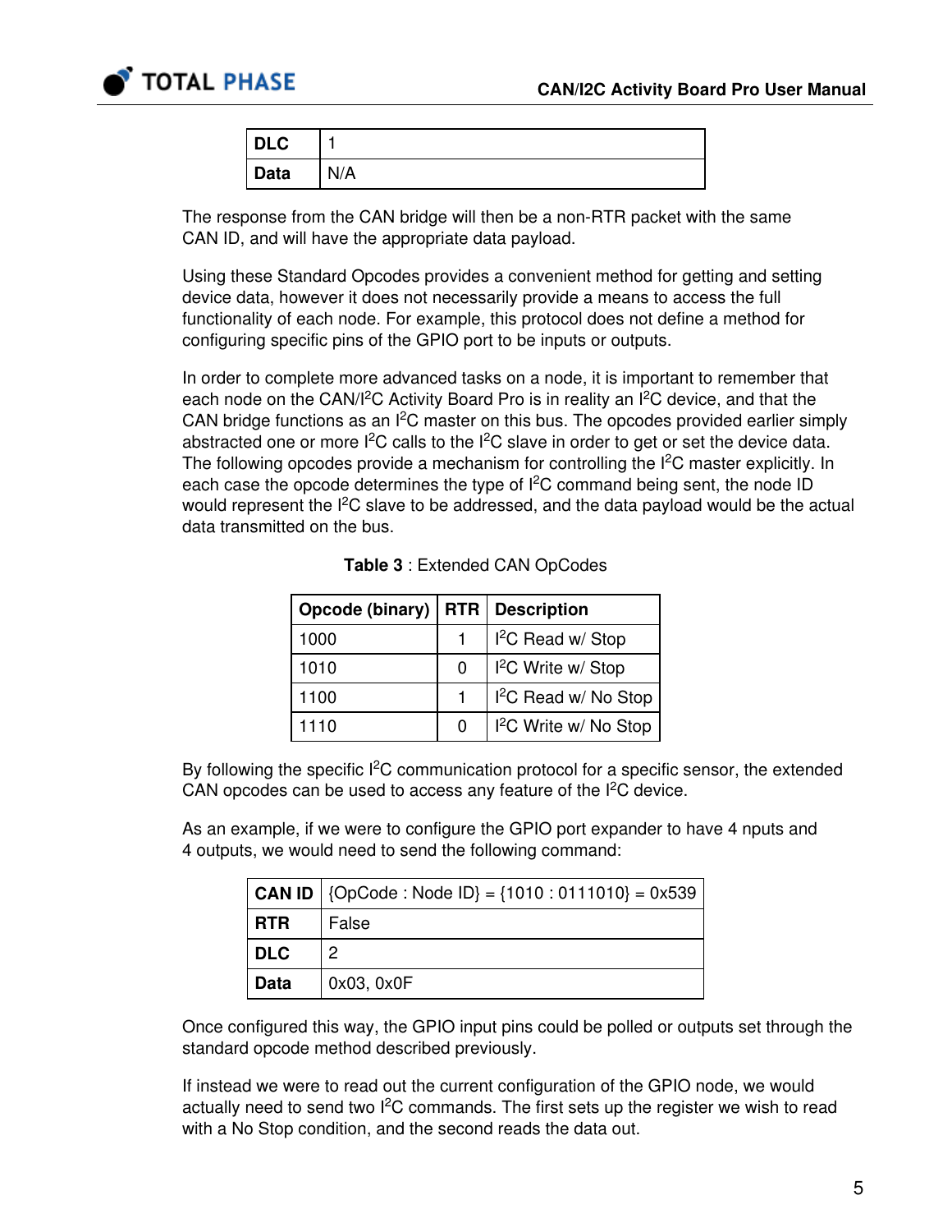| DLC | 1 |
|---|---|
| Data | N/A |

The response from the CAN bridge will then be a non-RTR packet with the same CAN ID, and will have the appropriate data payload.

Using these Standard Opcodes provides a convenient method for getting and setting device data, however it does not necessarily provide a means to access the full functionality of each node. For example, this protocol does not define a method for configuring specific pins of the GPIO port to be inputs or outputs.

In order to complete more advanced tasks on a node, it is important to remember that each node on the CAN/I$^2$C Activity Board Pro is in reality an I$^2$C device, and that the CAN bridge functions as an I$^2$C master on this bus. The opcodes provided earlier simply abstracted one or more I$^2$C calls to the I$^2$C slave in order to get or set the device data. The following opcodes provide a mechanism for controlling the I$^2$C master explicitly. In each case the opcode determines the type of I$^2$C command being sent, the node ID would represent the I$^2$C slave to be addressed, and the data payload would be the actual data transmitted on the bus.

**Table 3** : Extended CAN OpCodes

| Opcode (binary) | RTR | Description |
|---|---|---|
| 1000 | 1 | I$^2$C Read w/ Stop |
| 1010 | 0 | I$^2$C Write w/ Stop |
| 1100 | 1 | I$^2$C Read w/ No Stop |
| 1110 | 0 | I$^2$C Write w/ No Stop |

By following the specific I$^2$C communication protocol for a specific sensor, the extended CAN opcodes can be used to access any feature of the I$^2$C device.

As an example, if we were to configure the GPIO port expander to have 4 nputs and 4 outputs, we would need to send the following command:

| CAN ID | {OpCode : Node ID} = {1010 : 0111010} = 0x539 |
|---|---|
| RTR | False |
| DLC | 2 |
| Data | 0x03, 0x0F |

Once configured this way, the GPIO input pins could be polled or outputs set through the standard opcode method described previously.

If instead we were to read out the current configuration of the GPIO node, we would actually need to send two I$^2$C commands. The first sets up the register we wish to read with a No Stop condition, and the second reads the data out.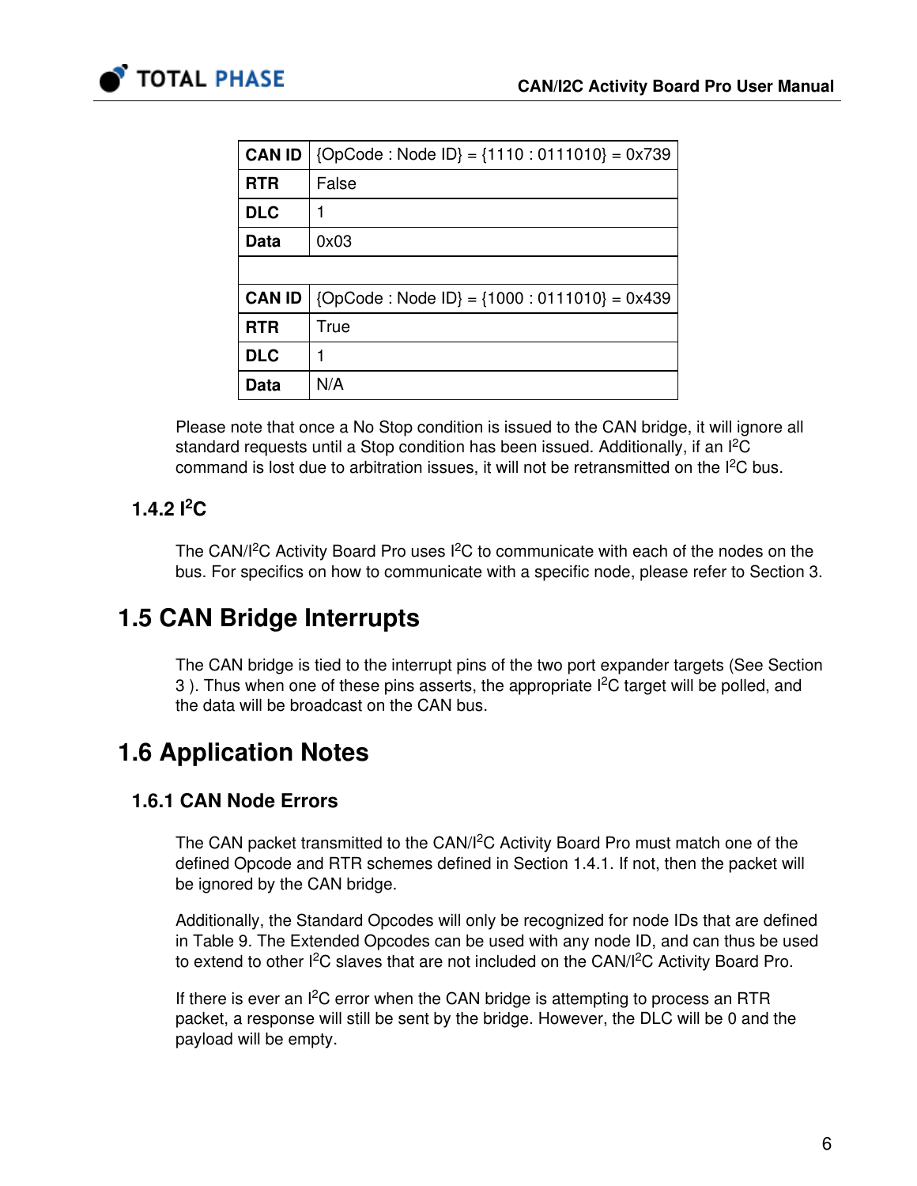| CAN ID | {OpCode : Node ID} = {1110 : 0111010} = 0x739 |
| --- | --- |
| RTR | False |
| DLC | 1 |
| Data | 0x03 |
| | |
| CAN ID | {OpCode : Node ID} = {1000 : 0111010} = 0x439 |
| RTR | True |
| DLC | 1 |
| Data | N/A |

Please note that once a No Stop condition is issued to the CAN bridge, it will ignore all standard requests until a Stop condition has been issued. Additionally, if an $I^2C$ command is lost due to arbitration issues, it will not be retransmitted on the $I^2C$ bus.

### 1.4.2 $I^2C$

The CAN/$I^2C$ Activity Board Pro uses $I^2C$ to communicate with each of the nodes on the bus. For specifics on how to communicate with a specific node, please refer to Section 3.

## 1.5 CAN Bridge Interrupts

The CAN bridge is tied to the interrupt pins of the two port expander targets (See Section 3 ). Thus when one of these pins asserts, the appropriate $I^2C$ target will be polled, and the data will be broadcast on the CAN bus.

## 1.6 Application Notes

### 1.6.1 CAN Node Errors

The CAN packet transmitted to the CAN/$I^2C$ Activity Board Pro must match one of the defined Opcode and RTR schemes defined in Section 1.4.1. If not, then the packet will be ignored by the CAN bridge.

Additionally, the Standard Opcodes will only be recognized for node IDs that are defined in Table 9. The Extended Opcodes can be used with any node ID, and can thus be used to extend to other $I^2C$ slaves that are not included on the CAN/$I^2C$ Activity Board Pro.

If there is ever an $I^2C$ error when the CAN bridge is attempting to process an RTR packet, a response will still be sent by the bridge. However, the DLC will be 0 and the payload will be empty.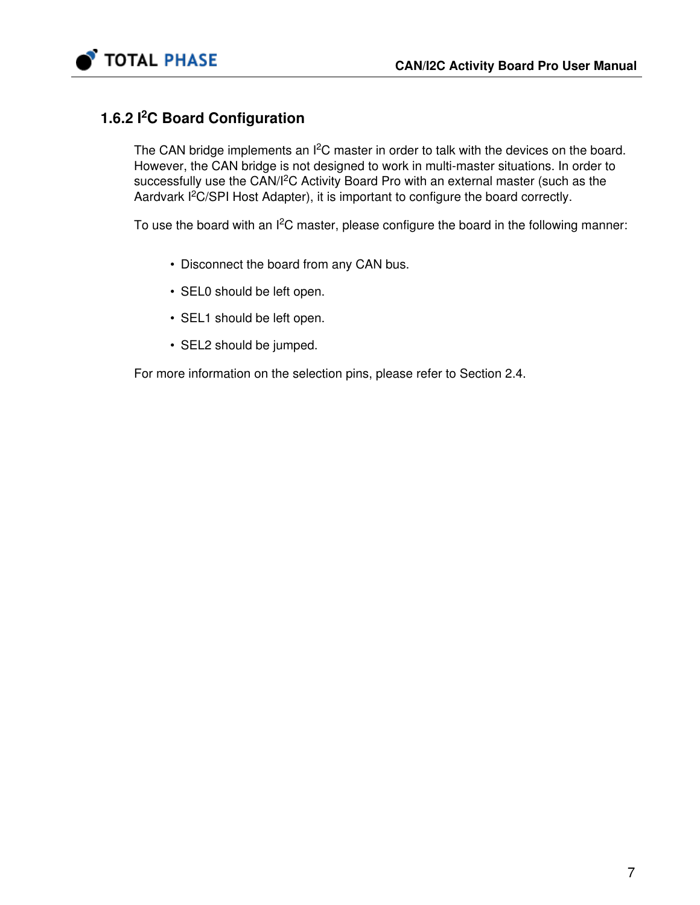### 1.6.2 I$^2$C Board Configuration

The CAN bridge implements an I$^2$C master in order to talk with the devices on the board. However, the CAN bridge is not designed to work in multi-master situations. In order to successfully use the CAN/I$^2$C Activity Board Pro with an external master (such as the Aardvark I$^2$C/SPI Host Adapter), it is important to configure the board correctly.

To use the board with an I$^2$C master, please configure the board in the following manner:

- Disconnect the board from any CAN bus.
- SEL0 should be left open.
- SEL1 should be left open.
- SEL2 should be jumped.

For more information on the selection pins, please refer to Section 2.4.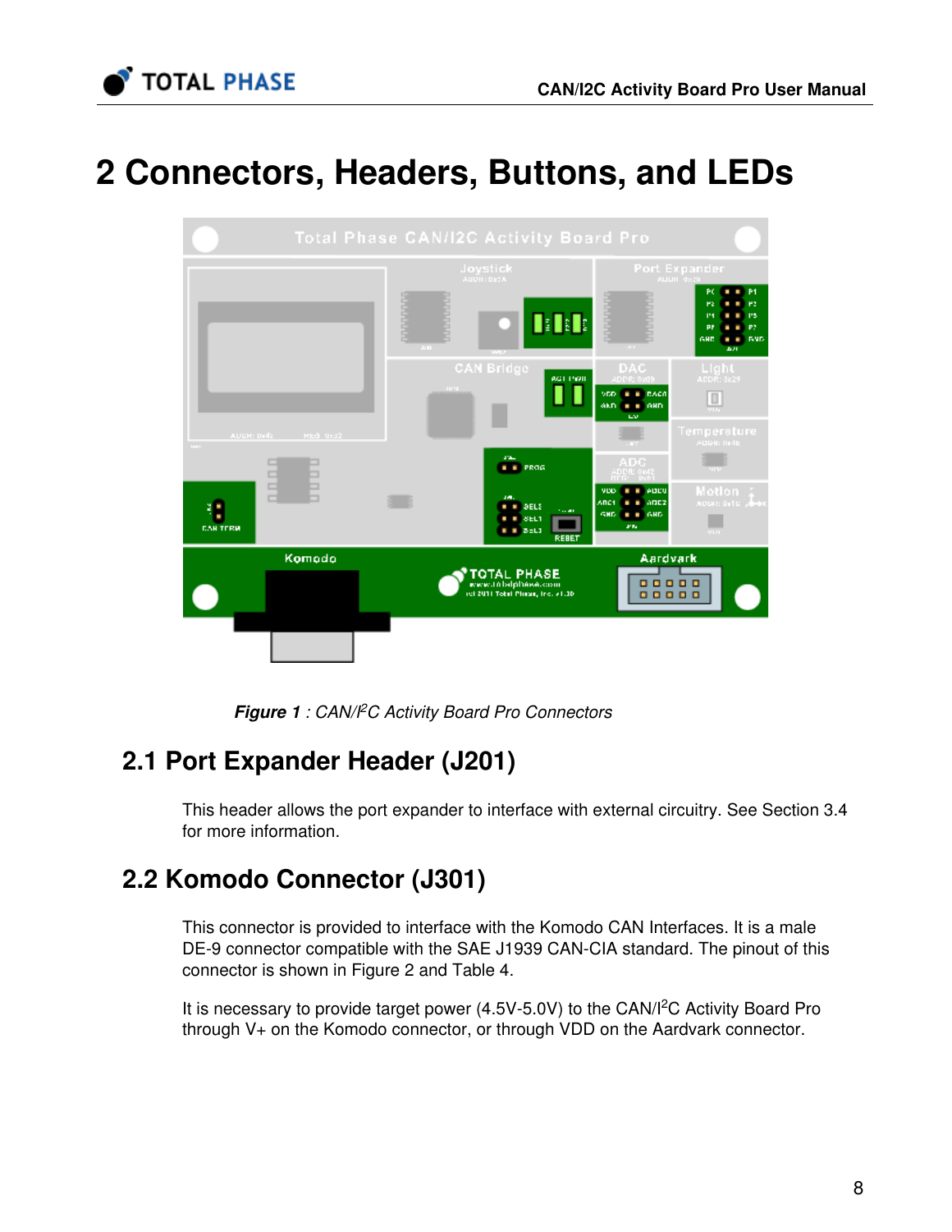# 2 Connectors, Headers, Buttons, and LEDs

***Figure 1*** *: CAN/I²C Activity Board Pro Connectors*

## 2.1 Port Expander Header (J201)

This header allows the port expander to interface with external circuitry. See Section 3.4 for more information.

## 2.2 Komodo Connector (J301)

This connector is provided to interface with the Komodo CAN Interfaces. It is a male DE-9 connector compatible with the SAE J1939 CAN-CIA standard. The pinout of this connector is shown in Figure 2 and Table 4.

It is necessary to provide target power (4.5V-5.0V) to the CAN/I²C Activity Board Pro through V+ on the Komodo connector, or through VDD on the Aardvark connector.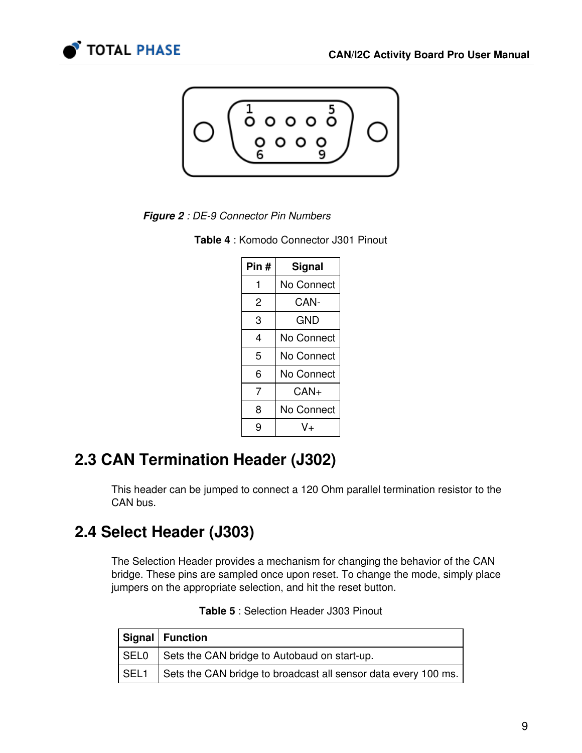*Figure 2 : DE-9 Connector Pin Numbers*

**Table 4** : Komodo Connector J301 Pinout

| Pin # | Signal |
|---|---|
| 1 | No Connect |
| 2 | CAN- |
| 3 | GND |
| 4 | No Connect |
| 5 | No Connect |
| 6 | No Connect |
| 7 | CAN+ |
| 8 | No Connect |
| 9 | V+ |

## 2.3 CAN Termination Header (J302)

This header can be jumped to connect a 120 Ohm parallel termination resistor to the CAN bus.

## 2.4 Select Header (J303)

The Selection Header provides a mechanism for changing the behavior of the CAN bridge. These pins are sampled once upon reset. To change the mode, simply place jumpers on the appropriate selection, and hit the reset button.

**Table 5** : Selection Header J303 Pinout

| Signal | Function |
|---|---|
| SEL0 | Sets the CAN bridge to Autobaud on start-up. |
| SEL1 | Sets the CAN bridge to broadcast all sensor data every 100 ms. |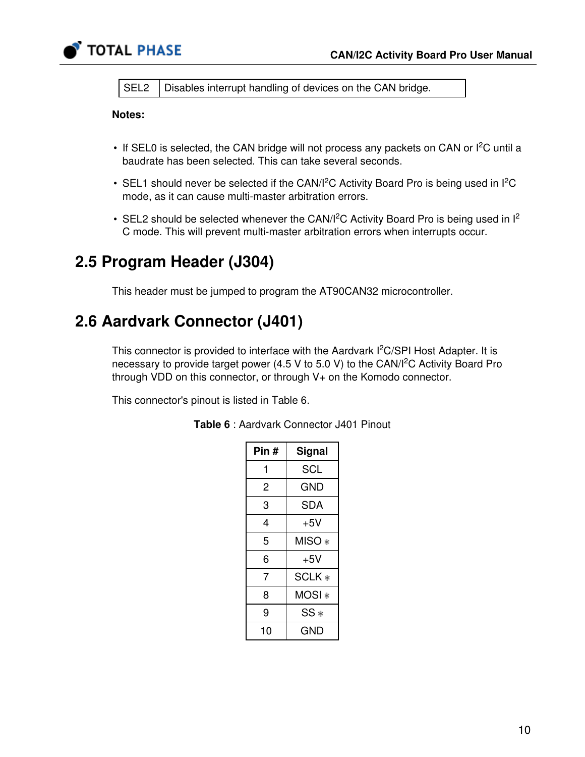| SEL2 | Disables interrupt handling of devices on the CAN bridge. |
|---|---|

**Notes:**

- If SEL0 is selected, the CAN bridge will not process any packets on CAN or I$^2$C until a baudrate has been selected. This can take several seconds.
- SEL1 should never be selected if the CAN/I$^2$C Activity Board Pro is being used in I$^2$C mode, as it can cause multi-master arbitration errors.
- SEL2 should be selected whenever the CAN/I$^2$C Activity Board Pro is being used in I$^2$C mode. This will prevent multi-master arbitration errors when interrupts occur.

## 2.5 Program Header (J304)

This header must be jumped to program the AT90CAN32 microcontroller.

## 2.6 Aardvark Connector (J401)

This connector is provided to interface with the Aardvark I$^2$C/SPI Host Adapter. It is necessary to provide target power (4.5 V to 5.0 V) to the CAN/I$^2$C Activity Board Pro through VDD on this connector, or through V+ on the Komodo connector.

This connector's pinout is listed in Table 6.

**Table 6** : Aardvark Connector J401 Pinout

| Pin # | Signal |
|---|---|
| 1 | SCL |
| 2 | GND |
| 3 | SDA |
| 4 | +5V |
| 5 | MISO * |
| 6 | +5V |
| 7 | SCLK * |
| 8 | MOSI * |
| 9 | SS * |
| 10 | GND |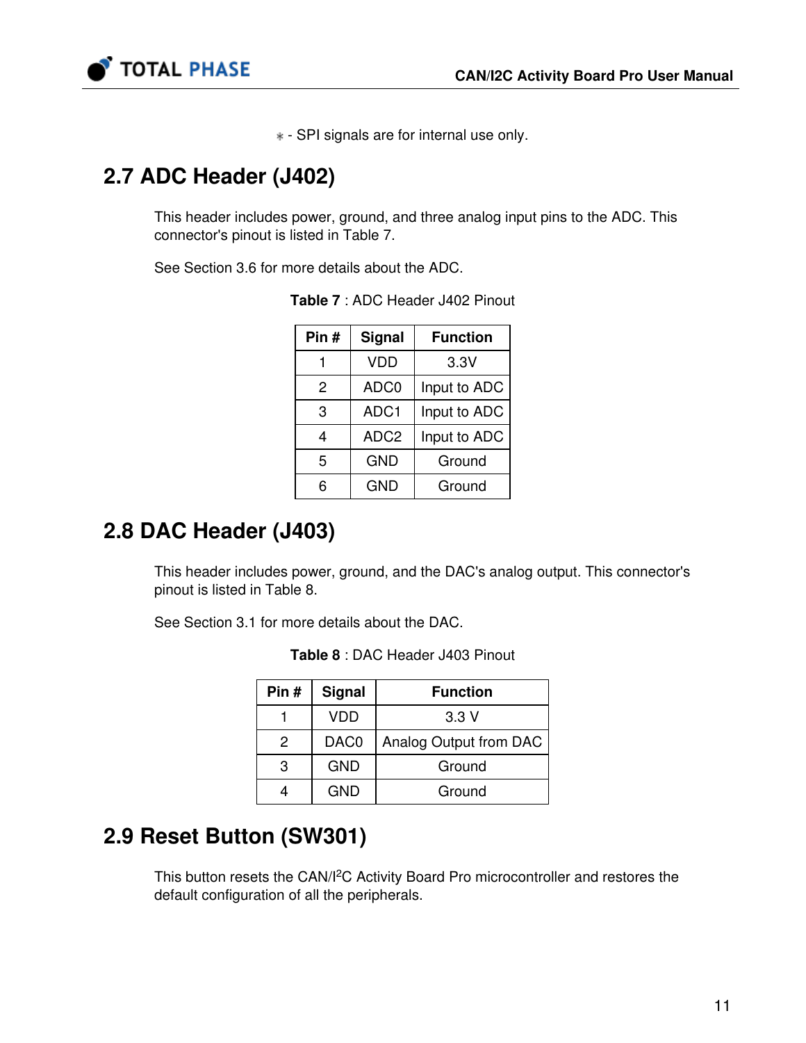* - SPI signals are for internal use only.

## 2.7 ADC Header (J402)

This header includes power, ground, and three analog input pins to the ADC. This connector's pinout is listed in Table 7.

See Section 3.6 for more details about the ADC.

**Table 7** : ADC Header J402 Pinout

| Pin # | Signal | Function |
|---|---|---|
| 1 | VDD | 3.3V |
| 2 | ADC0 | Input to ADC |
| 3 | ADC1 | Input to ADC |
| 4 | ADC2 | Input to ADC |
| 5 | GND | Ground |
| 6 | GND | Ground |

## 2.8 DAC Header (J403)

This header includes power, ground, and the DAC's analog output. This connector's pinout is listed in Table 8.

See Section 3.1 for more details about the DAC.

**Table 8** : DAC Header J403 Pinout

| Pin # | Signal | Function |
|---|---|---|
| 1 | VDD | 3.3 V |
| 2 | DAC0 | Analog Output from DAC |
| 3 | GND | Ground |
| 4 | GND | Ground |

## 2.9 Reset Button (SW301)

This button resets the CAN/I$^2$C Activity Board Pro microcontroller and restores the default configuration of all the peripherals.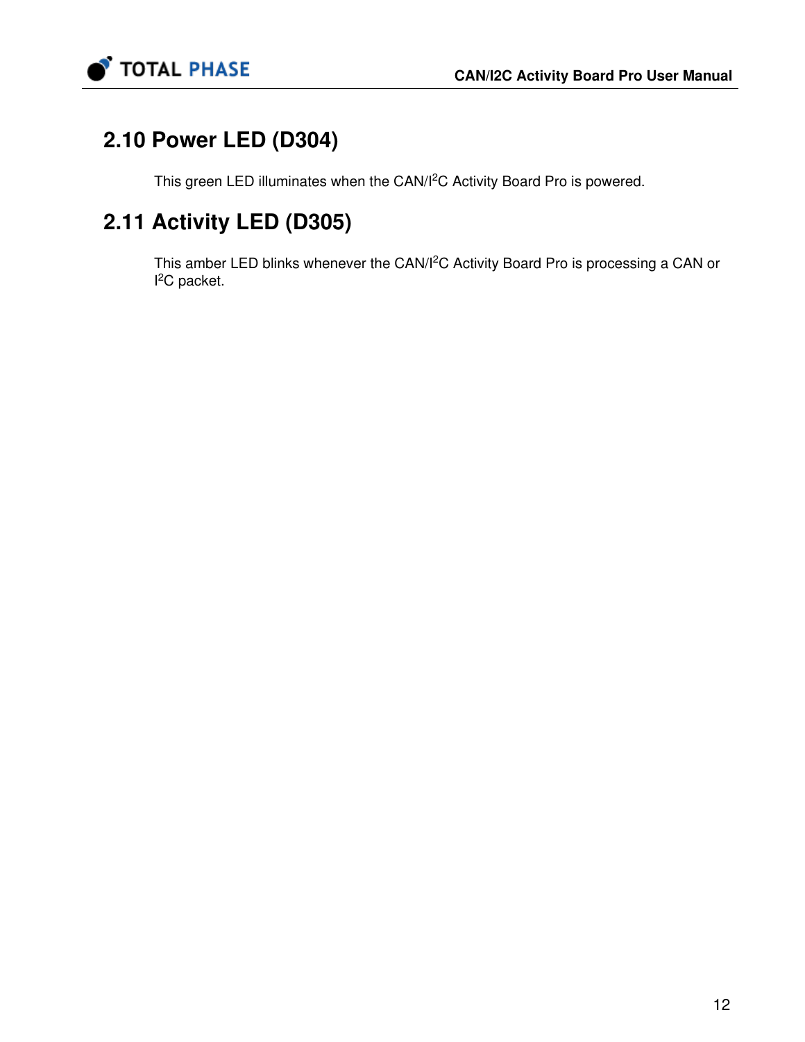## 2.10 Power LED (D304)

This green LED illuminates when the CAN/I$^2$C Activity Board Pro is powered.

## 2.11 Activity LED (D305)

This amber LED blinks whenever the CAN/I$^2$C Activity Board Pro is processing a CAN or I$^2$C packet.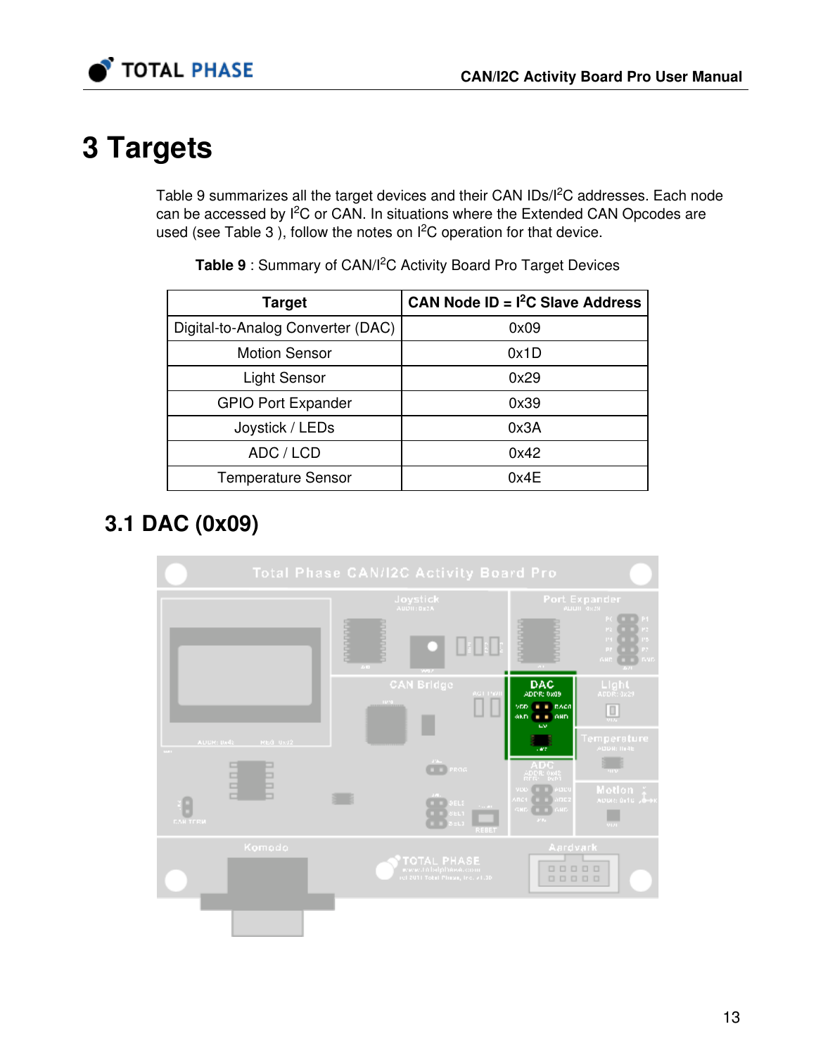# 3 Targets

Table 9 summarizes all the target devices and their CAN IDs/I$^2$C addresses. Each node can be accessed by I$^2$C or CAN. In situations where the Extended CAN Opcodes are used (see Table 3 ), follow the notes on I$^2$C operation for that device.

**Table 9** : Summary of CAN/I$^2$C Activity Board Pro Target Devices

| Target | CAN Node ID = I$^2$C Slave Address |
|---|---|
| Digital-to-Analog Converter (DAC) | 0x09 |
| Motion Sensor | 0x1D |
| Light Sensor | 0x29 |
| GPIO Port Expander | 0x39 |
| Joystick / LEDs | 0x3A |
| ADC / LCD | 0x42 |
| Temperature Sensor | 0x4E |

## 3.1 DAC (0x09)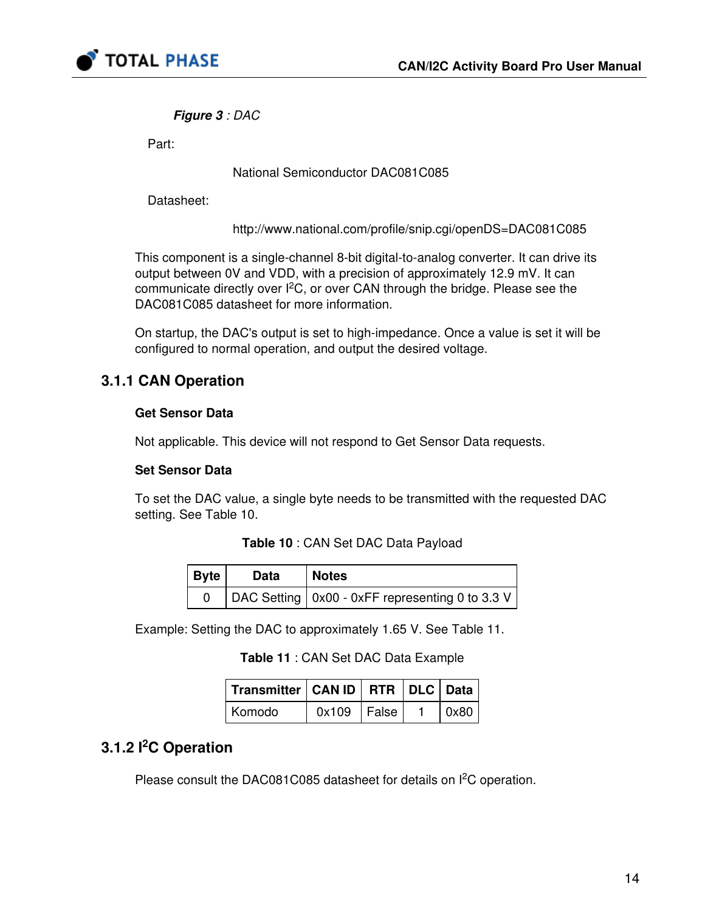***Figure 3*** *: DAC*

Part:

National Semiconductor DAC081C085

Datasheet:

http://www.national.com/profile/snip.cgi/openDS=DAC081C085

This component is a single-channel 8-bit digital-to-analog converter. It can drive its output between 0V and VDD, with a precision of approximately 12.9 mV. It can communicate directly over I²C, or over CAN through the bridge. Please see the DAC081C085 datasheet for more information.

On startup, the DAC's output is set to high-impedance. Once a value is set it will be configured to normal operation, and output the desired voltage.

### 3.1.1 CAN Operation

**Get Sensor Data**

Not applicable. This device will not respond to Get Sensor Data requests.

**Set Sensor Data**

To set the DAC value, a single byte needs to be transmitted with the requested DAC setting. See Table 10.

**Table 10** : CAN Set DAC Data Payload

| Byte | Data | Notes |
| --- | --- | --- |
| 0 | DAC Setting | 0x00 - 0xFF representing 0 to 3.3 V |

Example: Setting the DAC to approximately 1.65 V. See Table 11.

**Table 11** : CAN Set DAC Data Example

| Transmitter | CAN ID | RTR | DLC | Data |
| --- | --- | --- | --- | --- |
| Komodo | 0x109 | False | 1 | 0x80 |

### 3.1.2 I²C Operation

Please consult the DAC081C085 datasheet for details on I²C operation.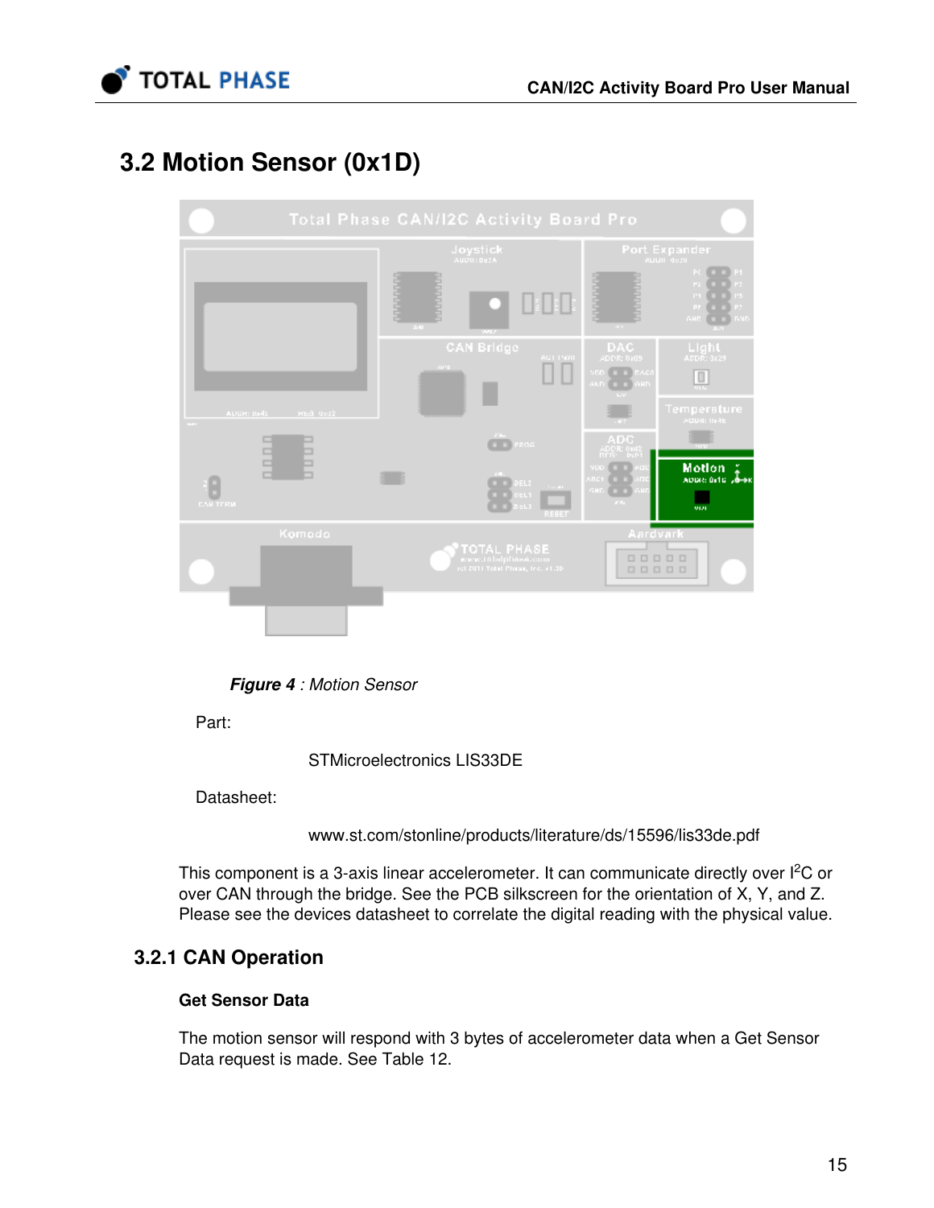## 3.2 Motion Sensor (0x1D)

***Figure 4** : Motion Sensor*

Part:

STMicroelectronics LIS33DE

Datasheet:

www.st.com/stonline/products/literature/ds/15596/lis33de.pdf

This component is a 3-axis linear accelerometer. It can communicate directly over I$^2$C or over CAN through the bridge. See the PCB silkscreen for the orientation of X, Y, and Z. Please see the devices datasheet to correlate the digital reading with the physical value.

### 3.2.1 CAN Operation

**Get Sensor Data**

The motion sensor will respond with 3 bytes of accelerometer data when a Get Sensor Data request is made. See Table 12.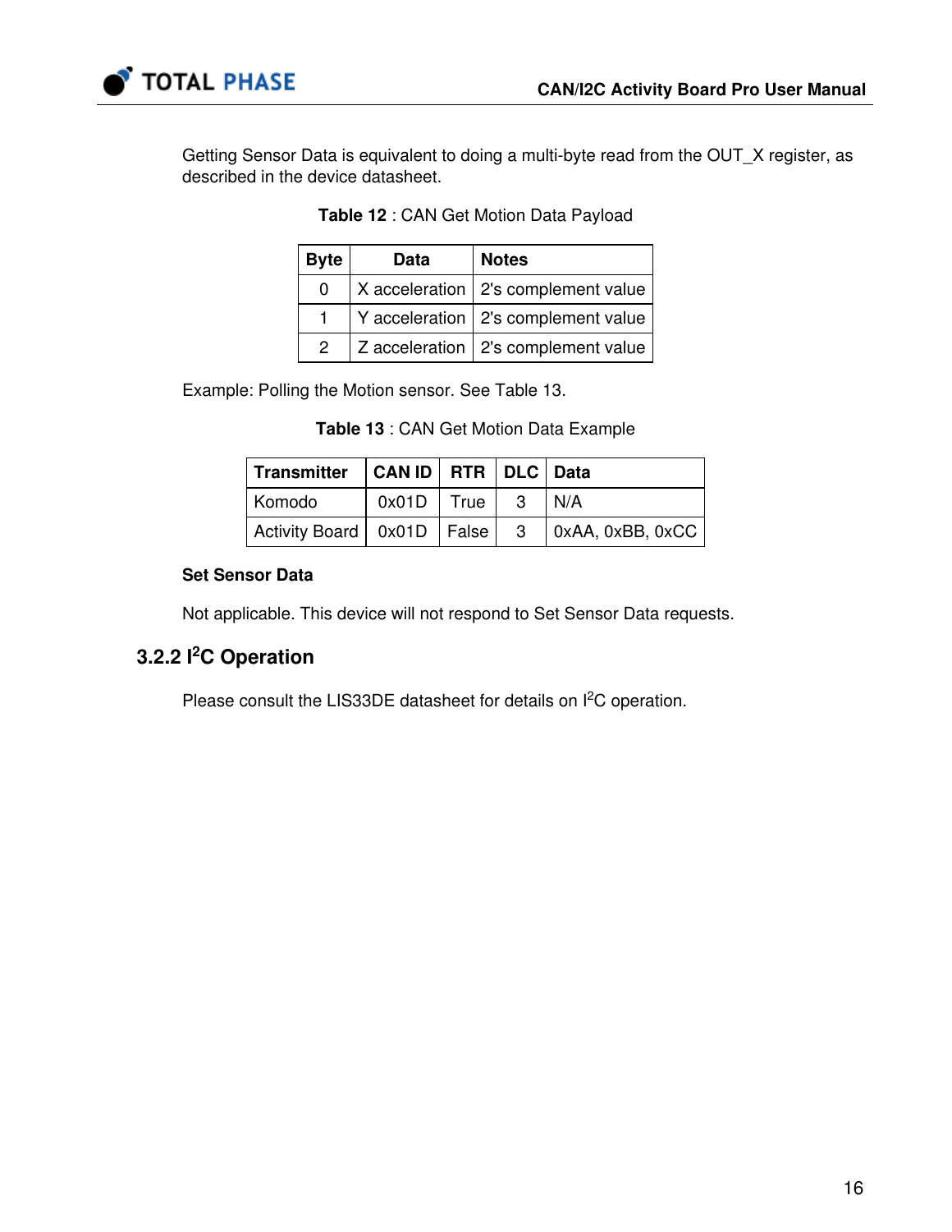Getting Sensor Data is equivalent to doing a multi-byte read from the OUT_X register, as described in the device datasheet.

**Table 12** : CAN Get Motion Data Payload

| Byte | Data | Notes |
|---|---|---|
| 0 | X acceleration | 2's complement value |
| 1 | Y acceleration | 2's complement value |
| 2 | Z acceleration | 2's complement value |

Example: Polling the Motion sensor. See Table 13.

**Table 13** : CAN Get Motion Data Example

| Transmitter | CAN ID | RTR | DLC | Data |
|---|---|---|---|---|
| Komodo | 0x01D | True | 3 | N/A |
| Activity Board | 0x01D | False | 3 | 0xAA, 0xBB, 0xCC |

**Set Sensor Data**

Not applicable. This device will not respond to Set Sensor Data requests.

### 3.2.2 I²C Operation

Please consult the LIS33DE datasheet for details on I²C operation.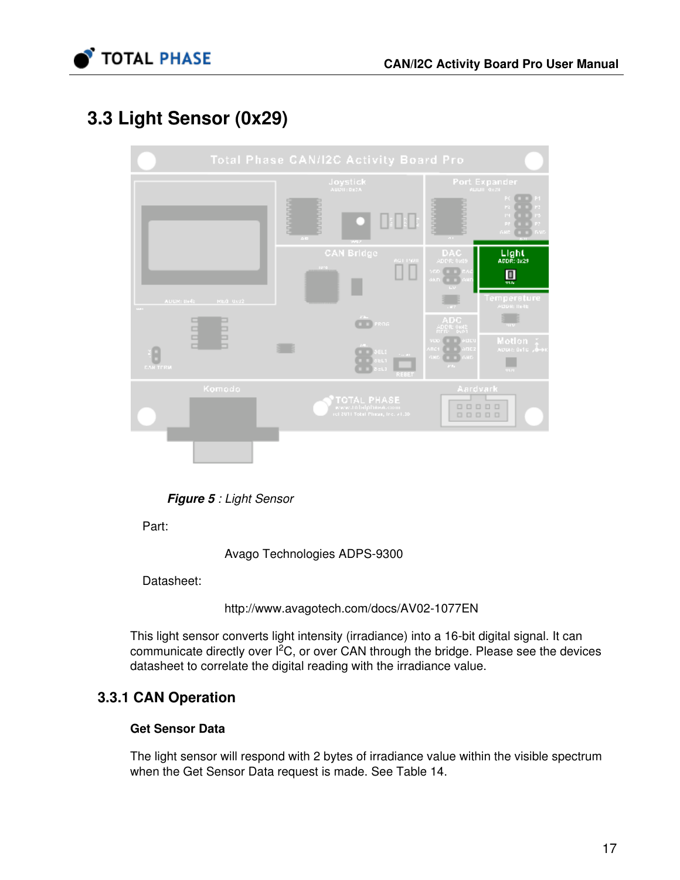## 3.3 Light Sensor (0x29)

***Figure 5*** *: Light Sensor*

Part:

Avago Technologies ADPS-9300

Datasheet:

http://www.avagotech.com/docs/AV02-1077EN

This light sensor converts light intensity (irradiance) into a 16-bit digital signal. It can communicate directly over I$^2$C, or over CAN through the bridge. Please see the devices datasheet to correlate the digital reading with the irradiance value.

### 3.3.1 CAN Operation

**Get Sensor Data**

The light sensor will respond with 2 bytes of irradiance value within the visible spectrum when the Get Sensor Data request is made. See Table 14.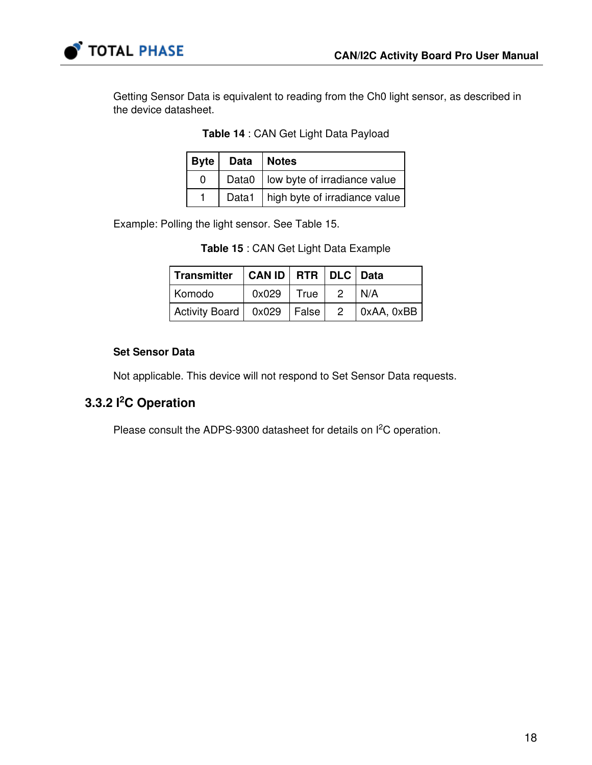Getting Sensor Data is equivalent to reading from the Ch0 light sensor, as described in the device datasheet.

**Table 14** : CAN Get Light Data Payload

| Byte | Data | Notes |
|---|---|---|
| 0 | Data0 | low byte of irradiance value |
| 1 | Data1 | high byte of irradiance value |

Example: Polling the light sensor. See Table 15.

**Table 15** : CAN Get Light Data Example

| Transmitter | CAN ID | RTR | DLC | Data |
|---|---|---|---|---|
| Komodo | 0x029 | True | 2 | N/A |
| Activity Board | 0x029 | False | 2 | 0xAA, 0xBB |

**Set Sensor Data**

Not applicable. This device will not respond to Set Sensor Data requests.

### 3.3.2 I$^2$C Operation

Please consult the ADPS-9300 datasheet for details on I$^2$C operation.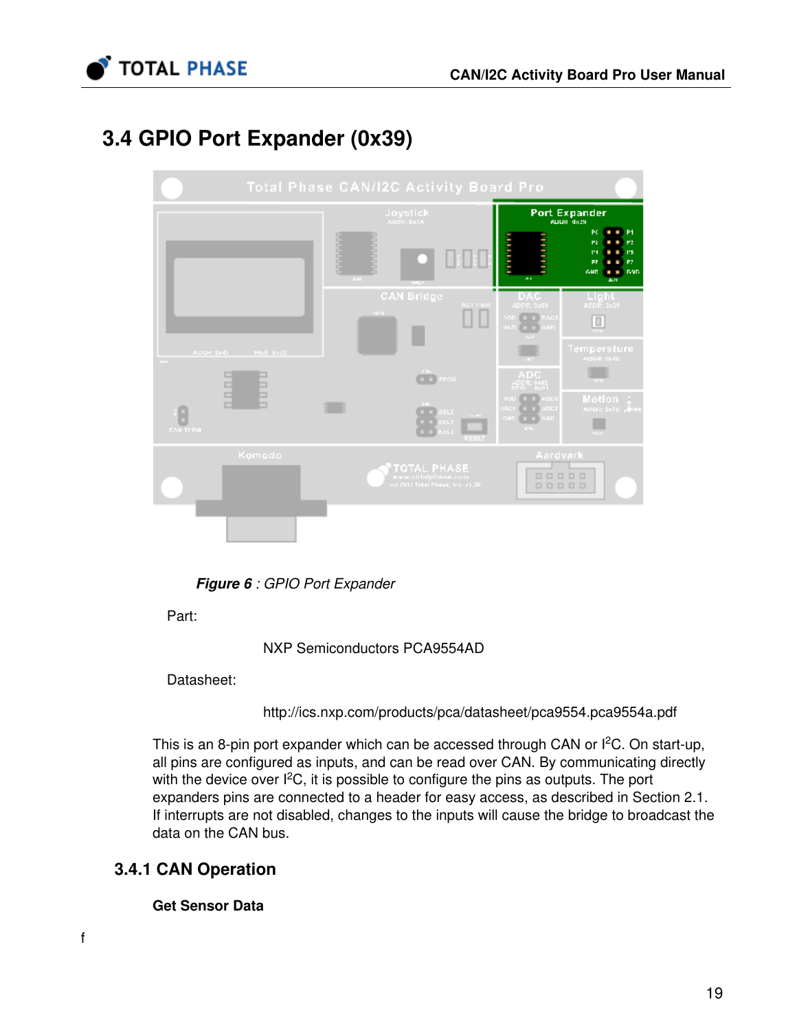## 3.4 GPIO Port Expander (0x39)

***Figure 6** : GPIO Port Expander*

Part:

NXP Semiconductors PCA9554AD

Datasheet:

http://ics.nxp.com/products/pca/datasheet/pca9554.pca9554a.pdf

This is an 8-pin port expander which can be accessed through CAN or I$^2$C. On start-up, all pins are configured as inputs, and can be read over CAN. By communicating directly with the device over I$^2$C, it is possible to configure the pins as outputs. The port expanders pins are connected to a header for easy access, as described in Section 2.1. If interrupts are not disabled, changes to the inputs will cause the bridge to broadcast the data on the CAN bus.

### 3.4.1 CAN Operation

**Get Sensor Data**

f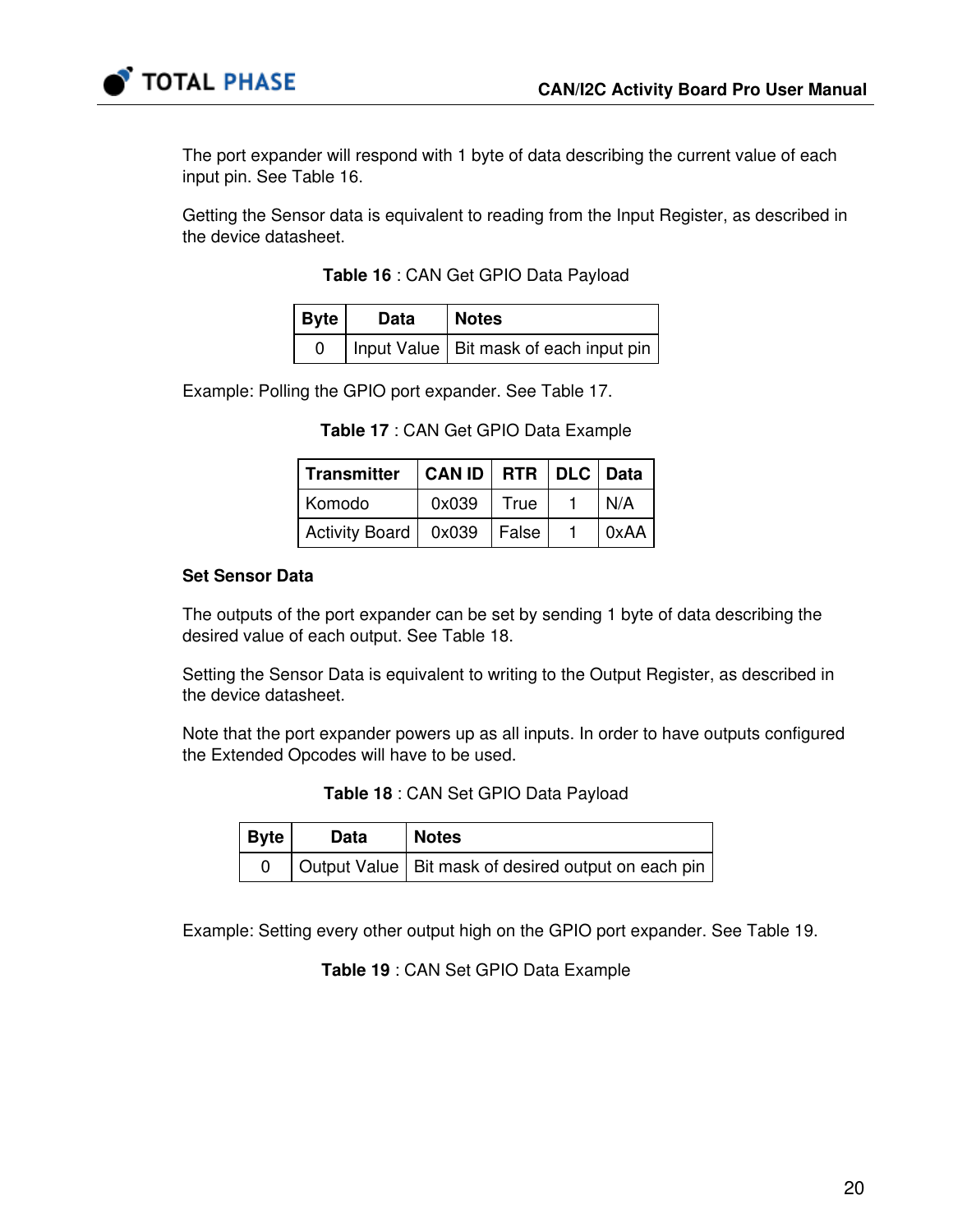The port expander will respond with 1 byte of data describing the current value of each input pin. See Table 16.

Getting the Sensor data is equivalent to reading from the Input Register, as described in the device datasheet.

**Table 16** : CAN Get GPIO Data Payload

| Byte | Data | Notes |
|---|---|---|
| 0 | Input Value | Bit mask of each input pin |

Example: Polling the GPIO port expander. See Table 17.

**Table 17** : CAN Get GPIO Data Example

| Transmitter | CAN ID | RTR | DLC | Data |
|---|---|---|---|---|
| Komodo | 0x039 | True | 1 | N/A |
| Activity Board | 0x039 | False | 1 | 0xAA |

**Set Sensor Data**

The outputs of the port expander can be set by sending 1 byte of data describing the desired value of each output. See Table 18.

Setting the Sensor Data is equivalent to writing to the Output Register, as described in the device datasheet.

Note that the port expander powers up as all inputs. In order to have outputs configured the Extended Opcodes will have to be used.

**Table 18** : CAN Set GPIO Data Payload

| Byte | Data | Notes |
|---|---|---|
| 0 | Output Value | Bit mask of desired output on each pin |

Example: Setting every other output high on the GPIO port expander. See Table 19.

**Table 19** : CAN Set GPIO Data Example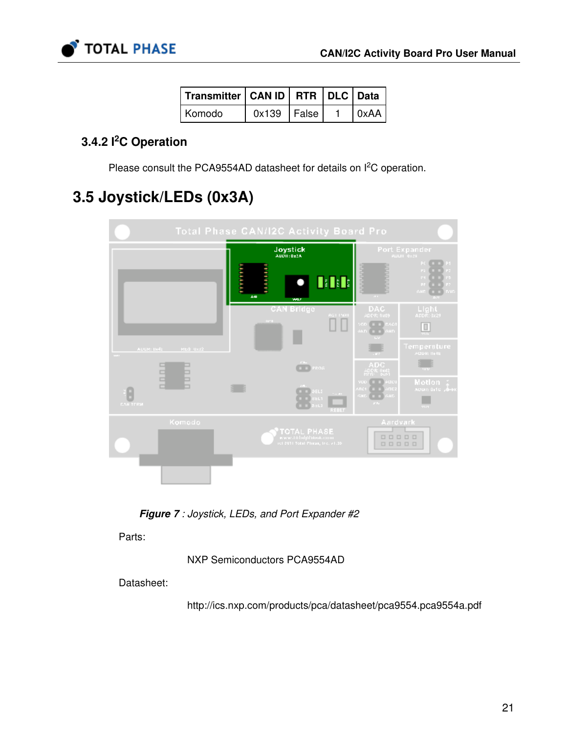| Transmitter | CAN ID | RTR | DLC | Data |
|---|---|---|---|---|
| Komodo | 0x139 | False | 1 | 0xAA |

### 3.4.2 I²C Operation

Please consult the PCA9554AD datasheet for details on I²C operation.

## 3.5 Joystick/LEDs (0x3A)

***Figure 7** : Joystick, LEDs, and Port Expander #2*

Parts:

NXP Semiconductors PCA9554AD

Datasheet:

http://ics.nxp.com/products/pca/datasheet/pca9554.pca9554a.pdf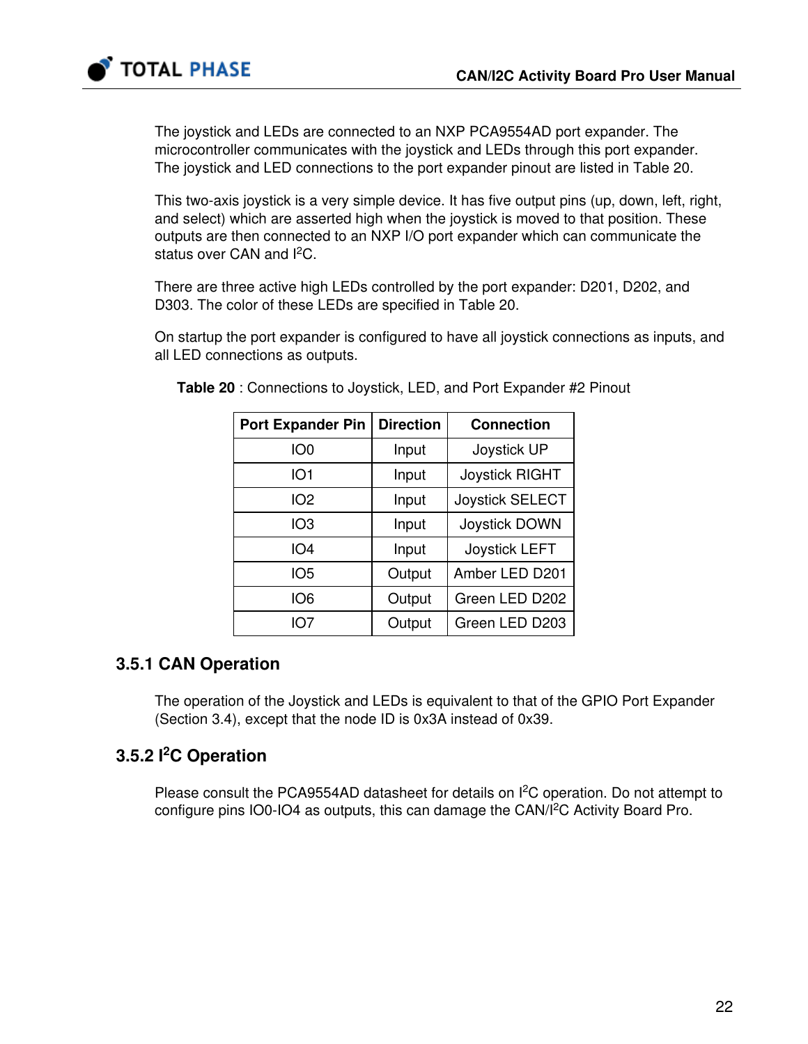The joystick and LEDs are connected to an NXP PCA9554AD port expander. The microcontroller communicates with the joystick and LEDs through this port expander. The joystick and LED connections to the port expander pinout are listed in Table 20.

This two-axis joystick is a very simple device. It has five output pins (up, down, left, right, and select) which are asserted high when the joystick is moved to that position. These outputs are then connected to an NXP I/O port expander which can communicate the status over CAN and I²C.

There are three active high LEDs controlled by the port expander: D201, D202, and D303. The color of these LEDs are specified in Table 20.

On startup the port expander is configured to have all joystick connections as inputs, and all LED connections as outputs.

**Table 20** : Connections to Joystick, LED, and Port Expander #2 Pinout

| Port Expander Pin | Direction | Connection |
|---|---|---|
| IO0 | Input | Joystick UP |
| IO1 | Input | Joystick RIGHT |
| IO2 | Input | Joystick SELECT |
| IO3 | Input | Joystick DOWN |
| IO4 | Input | Joystick LEFT |
| IO5 | Output | Amber LED D201 |
| IO6 | Output | Green LED D202 |
| IO7 | Output | Green LED D203 |

### 3.5.1 CAN Operation

The operation of the Joystick and LEDs is equivalent to that of the GPIO Port Expander (Section 3.4), except that the node ID is 0x3A instead of 0x39.

### 3.5.2 I²C Operation

Please consult the PCA9554AD datasheet for details on I²C operation. Do not attempt to configure pins IO0-IO4 as outputs, this can damage the CAN/I²C Activity Board Pro.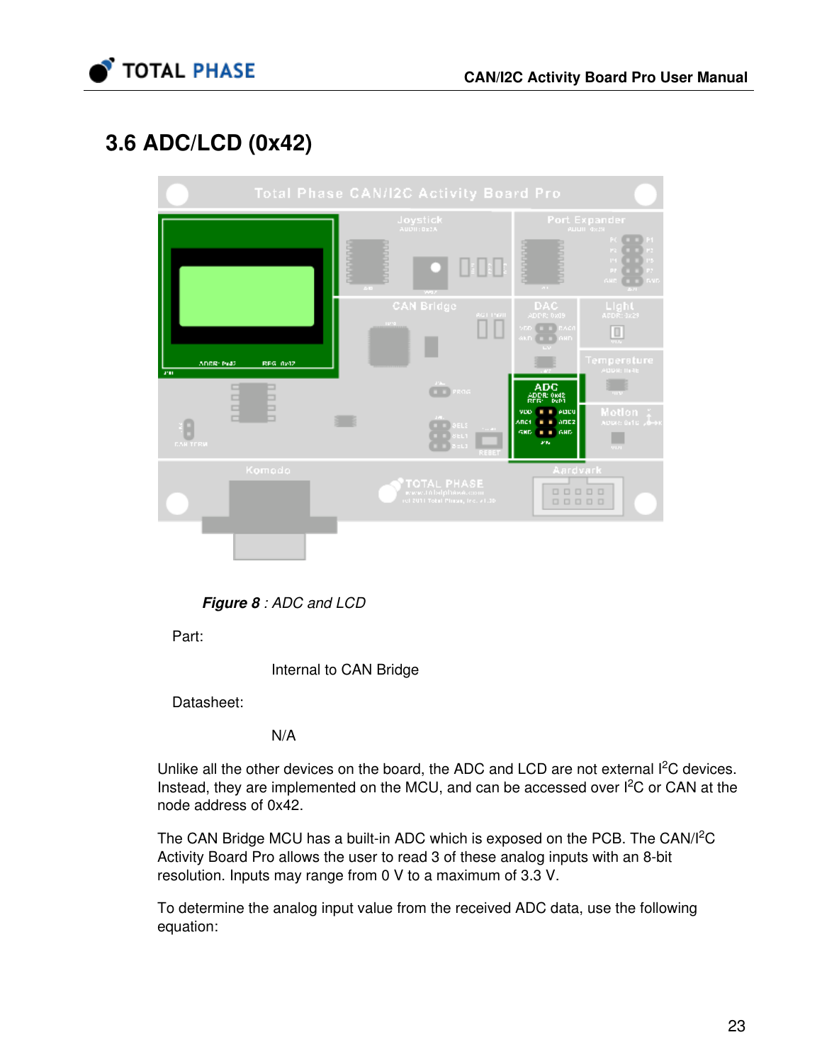## 3.6 ADC/LCD (0x42)

***Figure 8*** *: ADC and LCD*

Part:

Internal to CAN Bridge

Datasheet:

N/A

Unlike all the other devices on the board, the ADC and LCD are not external I$^2$C devices. Instead, they are implemented on the MCU, and can be accessed over I$^2$C or CAN at the node address of 0x42.

The CAN Bridge MCU has a built-in ADC which is exposed on the PCB. The CAN/I$^2$C Activity Board Pro allows the user to read 3 of these analog inputs with an 8-bit resolution. Inputs may range from 0 V to a maximum of 3.3 V.

To determine the analog input value from the received ADC data, use the following equation: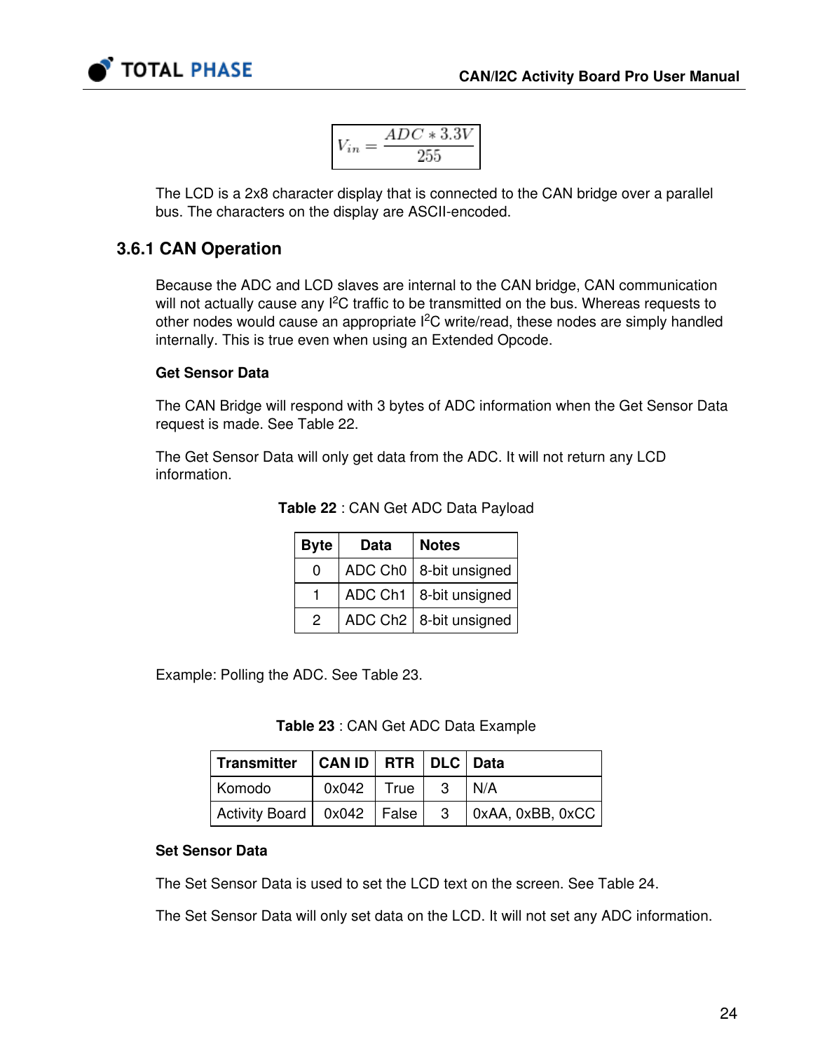$$V_{in} = \frac{ADC * 3.3V}{255}$$

The LCD is a 2x8 character display that is connected to the CAN bridge over a parallel bus. The characters on the display are ASCII-encoded.

### 3.6.1 CAN Operation

Because the ADC and LCD slaves are internal to the CAN bridge, CAN communication will not actually cause any I²C traffic to be transmitted on the bus. Whereas requests to other nodes would cause an appropriate I²C write/read, these nodes are simply handled internally. This is true even when using an Extended Opcode.

**Get Sensor Data**

The CAN Bridge will respond with 3 bytes of ADC information when the Get Sensor Data request is made. See Table 22.

The Get Sensor Data will only get data from the ADC. It will not return any LCD information.

**Table 22** : CAN Get ADC Data Payload

| Byte | Data | Notes |
|---|---|---|
| 0 | ADC Ch0 | 8-bit unsigned |
| 1 | ADC Ch1 | 8-bit unsigned |
| 2 | ADC Ch2 | 8-bit unsigned |

Example: Polling the ADC. See Table 23.

**Table 23** : CAN Get ADC Data Example

| Transmitter | CAN ID | RTR | DLC | Data |
|---|---|---|---|---|
| Komodo | 0x042 | True | 3 | N/A |
| Activity Board | 0x042 | False | 3 | 0xAA, 0xBB, 0xCC |

**Set Sensor Data**

The Set Sensor Data is used to set the LCD text on the screen. See Table 24.

The Set Sensor Data will only set data on the LCD. It will not set any ADC information.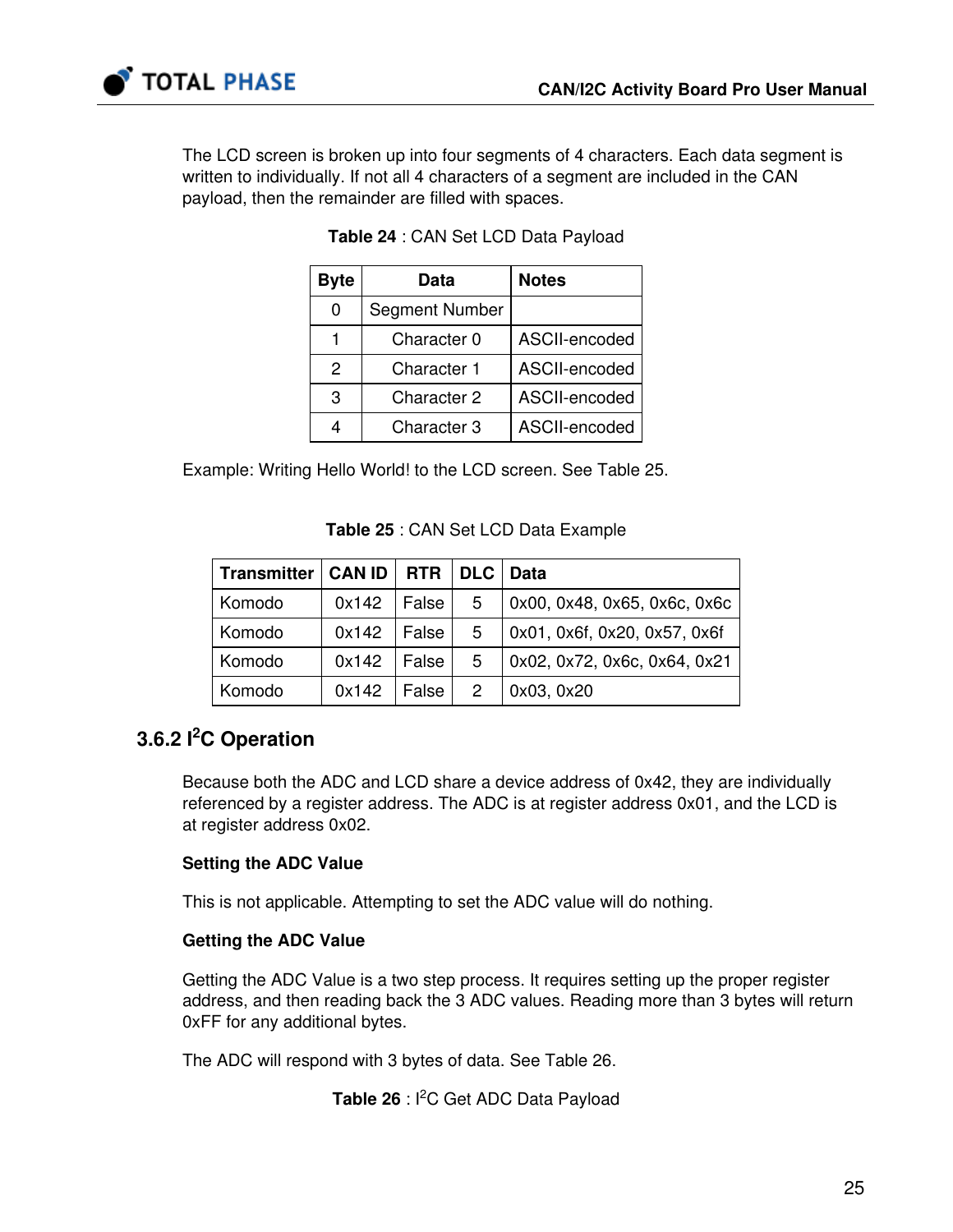The LCD screen is broken up into four segments of 4 characters. Each data segment is written to individually. If not all 4 characters of a segment are included in the CAN payload, then the remainder are filled with spaces.

**Table 24** : CAN Set LCD Data Payload

| Byte | Data | Notes |
|---|---|---|
| 0 | Segment Number | |
| 1 | Character 0 | ASCII-encoded |
| 2 | Character 1 | ASCII-encoded |
| 3 | Character 2 | ASCII-encoded |
| 4 | Character 3 | ASCII-encoded |

Example: Writing Hello World! to the LCD screen. See Table 25.

**Table 25** : CAN Set LCD Data Example

| Transmitter | CAN ID | RTR | DLC | Data |
|---|---|---|---|---|
| Komodo | 0x142 | False | 5 | 0x00, 0x48, 0x65, 0x6c, 0x6c |
| Komodo | 0x142 | False | 5 | 0x01, 0x6f, 0x20, 0x57, 0x6f |
| Komodo | 0x142 | False | 5 | 0x02, 0x72, 0x6c, 0x64, 0x21 |
| Komodo | 0x142 | False | 2 | 0x03, 0x20 |

### 3.6.2 I$^2$C Operation

Because both the ADC and LCD share a device address of 0x42, they are individually referenced by a register address. The ADC is at register address 0x01, and the LCD is at register address 0x02.

**Setting the ADC Value**

This is not applicable. Attempting to set the ADC value will do nothing.

**Getting the ADC Value**

Getting the ADC Value is a two step process. It requires setting up the proper register address, and then reading back the 3 ADC values. Reading more than 3 bytes will return 0xFF for any additional bytes.

The ADC will respond with 3 bytes of data. See Table 26.

**Table 26** : I$^2$C Get ADC Data Payload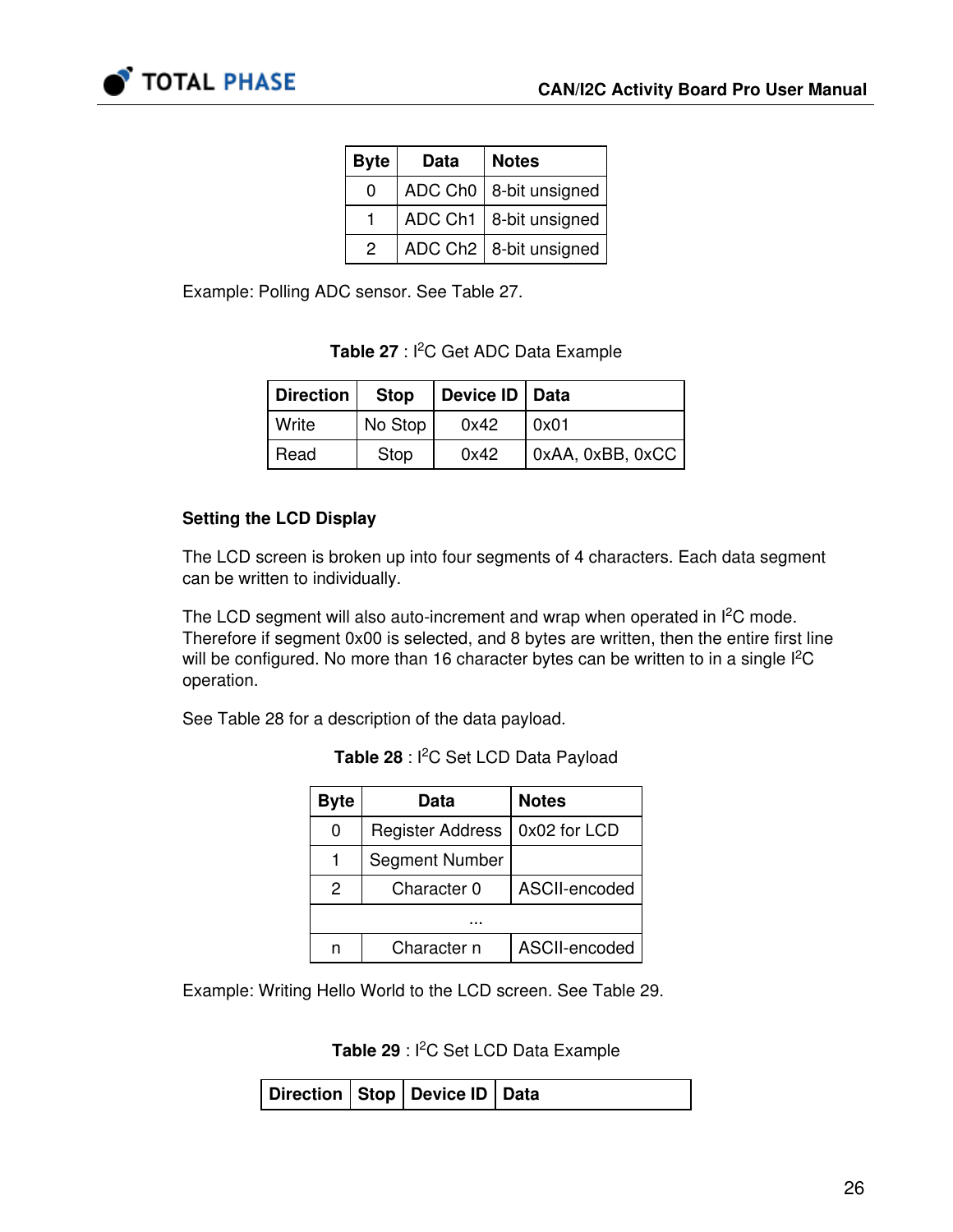| Byte | Data | Notes |
|---|---|---|
| 0 | ADC Ch0 | 8-bit unsigned |
| 1 | ADC Ch1 | 8-bit unsigned |
| 2 | ADC Ch2 | 8-bit unsigned |

Example: Polling ADC sensor. See Table 27.

**Table 27** : I$^2$C Get ADC Data Example

| Direction | Stop | Device ID | Data |
|---|---|---|---|
| Write | No Stop | 0x42 | 0x01 |
| Read | Stop | 0x42 | 0xAA, 0xBB, 0xCC |

### Setting the LCD Display

The LCD screen is broken up into four segments of 4 characters. Each data segment can be written to individually.

The LCD segment will also auto-increment and wrap when operated in I$^2$C mode. Therefore if segment 0x00 is selected, and 8 bytes are written, then the entire first line will be configured. No more than 16 character bytes can be written to in a single I$^2$C operation.

See Table 28 for a description of the data payload.

**Table 28** : I$^2$C Set LCD Data Payload

| Byte | Data | Notes |
|---|---|---|
| 0 | Register Address | 0x02 for LCD |
| 1 | Segment Number | |
| 2 | Character 0 | ASCII-encoded |
| | ... | |
| n | Character n | ASCII-encoded |

Example: Writing Hello World to the LCD screen. See Table 29.

**Table 29** : I$^2$C Set LCD Data Example

| Direction | Stop | Device ID | Data |
|---|---|---|---|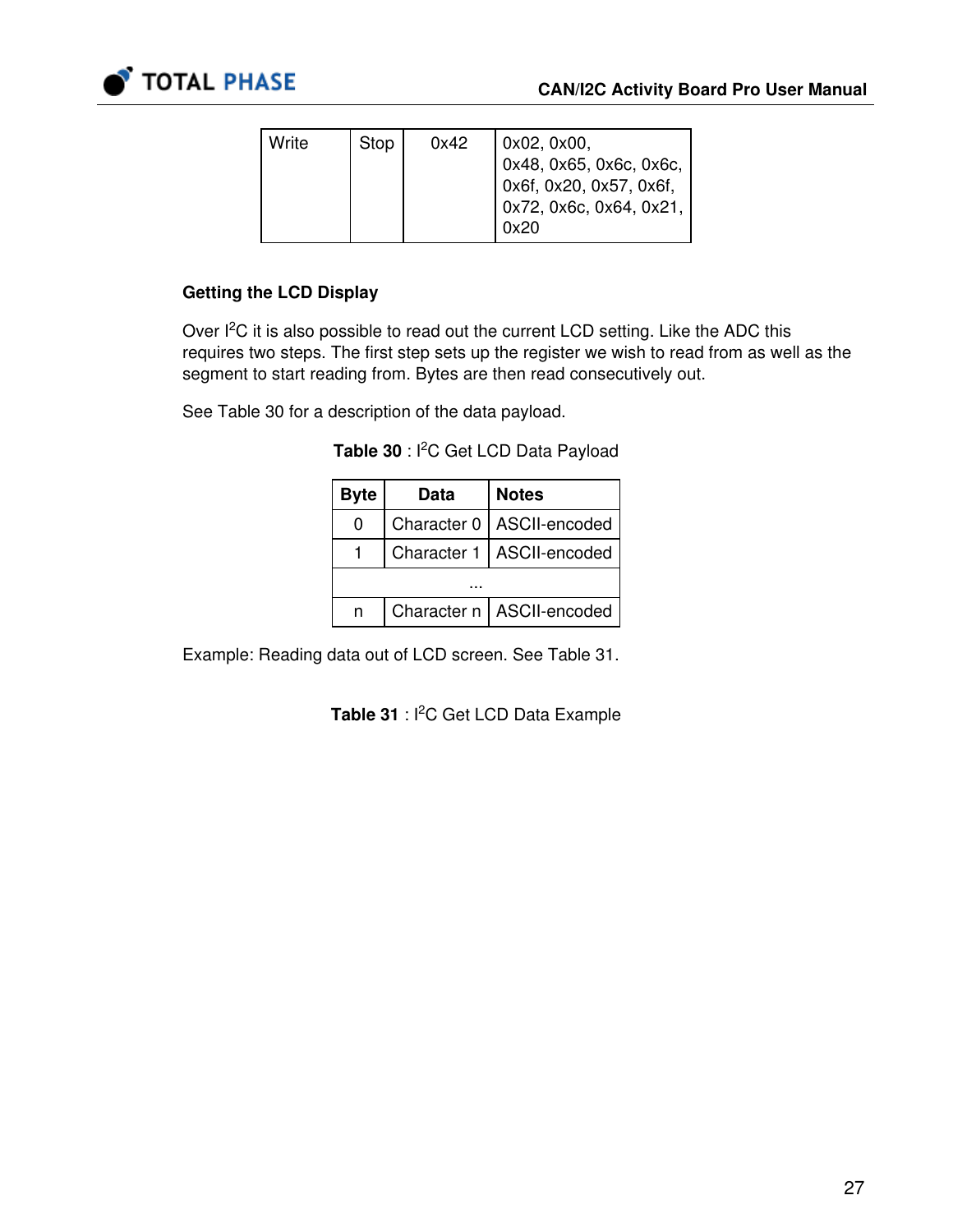| Write | Stop | 0x42 | 0x02, 0x00, 0x48, 0x65, 0x6c, 0x6c, 0x6f, 0x20, 0x57, 0x6f, 0x72, 0x6c, 0x64, 0x21, 0x20 |
|---|---|---|---|

### Getting the LCD Display

Over I$^2$C it is also possible to read out the current LCD setting. Like the ADC this requires two steps. The first step sets up the register we wish to read from as well as the segment to start reading from. Bytes are then read consecutively out.

See Table 30 for a description of the data payload.

**Table 30** : I$^2$C Get LCD Data Payload

| Byte | Data | Notes |
|---|---|---|
| 0 | Character 0 | ASCII-encoded |
| 1 | Character 1 | ASCII-encoded |
| ... | | |
| n | Character n | ASCII-encoded |

Example: Reading data out of LCD screen. See Table 31.

**Table 31** : I$^2$C Get LCD Data Example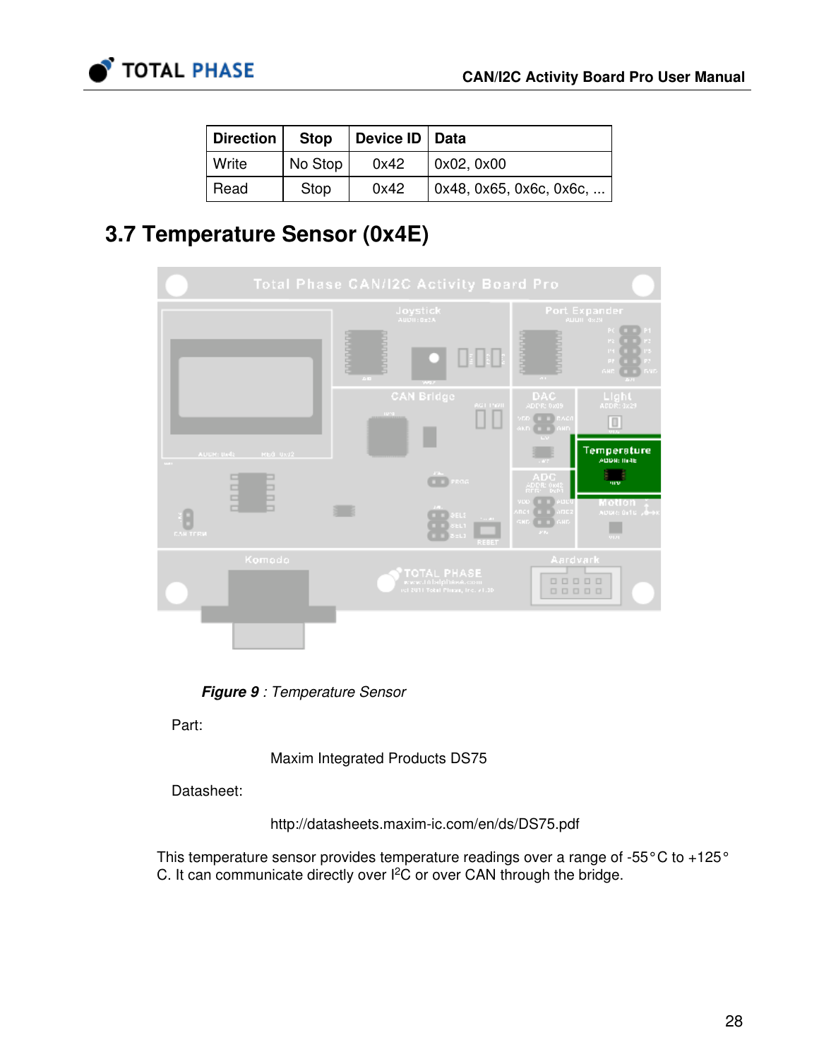| Direction | Stop | Device ID | Data |
|---|---|---|---|
| Write | No Stop | 0x42 | 0x02, 0x00 |
| Read | Stop | 0x42 | 0x48, 0x65, 0x6c, 0x6c, ... |

## 3.7 Temperature Sensor (0x4E)

***Figure 9*** *: Temperature Sensor*

Part:

Maxim Integrated Products DS75

Datasheet:

http://datasheets.maxim-ic.com/en/ds/DS75.pdf

This temperature sensor provides temperature readings over a range of -55°C to +125°C. It can communicate directly over $I^2C$ or over CAN through the bridge.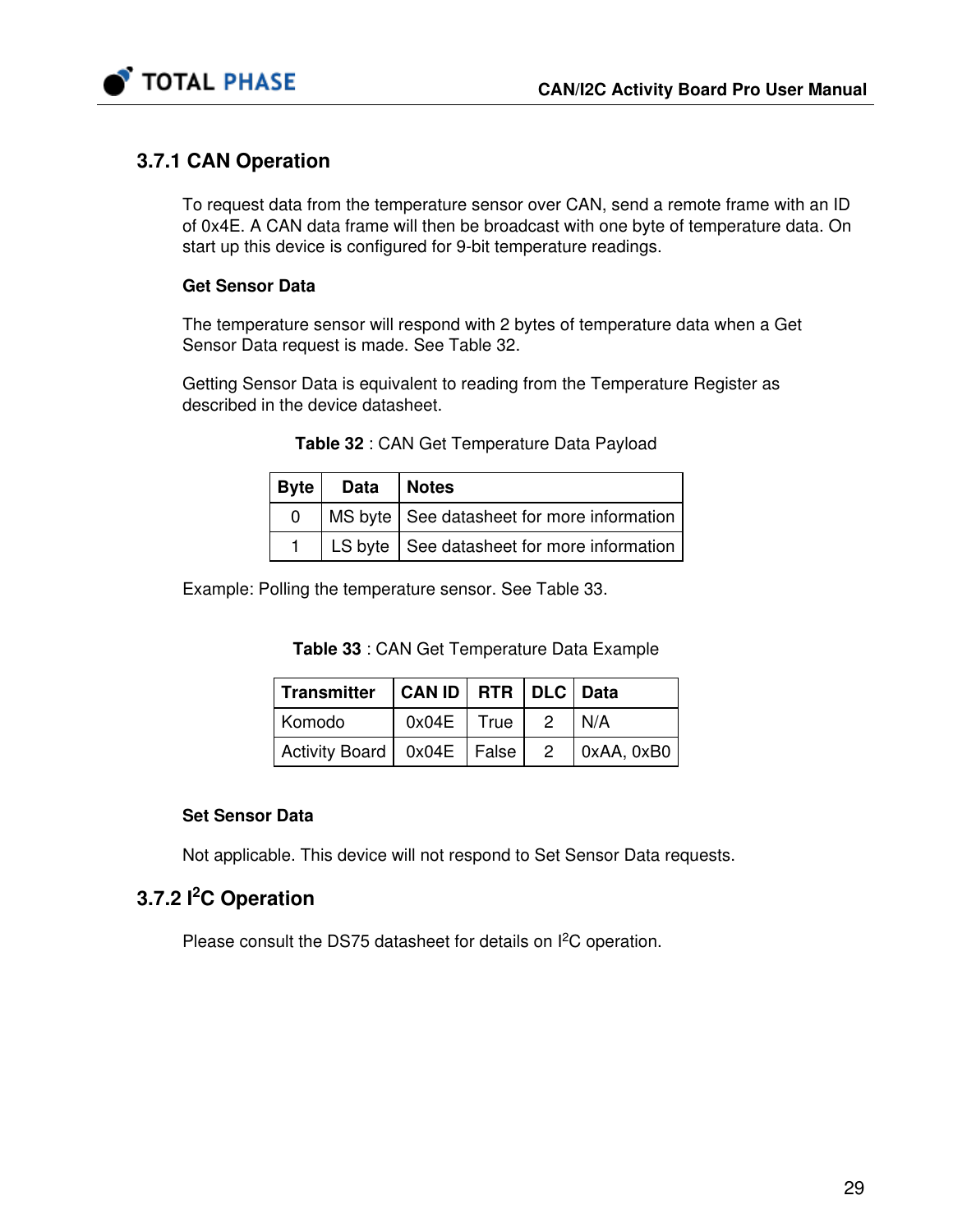### 3.7.1 CAN Operation

To request data from the temperature sensor over CAN, send a remote frame with an ID of 0x4E. A CAN data frame will then be broadcast with one byte of temperature data. On start up this device is configured for 9-bit temperature readings.

**Get Sensor Data**

The temperature sensor will respond with 2 bytes of temperature data when a Get Sensor Data request is made. See Table 32.

Getting Sensor Data is equivalent to reading from the Temperature Register as described in the device datasheet.

**Table 32** : CAN Get Temperature Data Payload

| Byte | Data | Notes |
|---|---|---|
| 0 | MS byte | See datasheet for more information |
| 1 | LS byte | See datasheet for more information |

Example: Polling the temperature sensor. See Table 33.

**Table 33** : CAN Get Temperature Data Example

| Transmitter | CAN ID | RTR | DLC | Data |
|---|---|---|---|---|
| Komodo | 0x04E | True | 2 | N/A |
| Activity Board | 0x04E | False | 2 | 0xAA, 0xB0 |

**Set Sensor Data**

Not applicable. This device will not respond to Set Sensor Data requests.

### 3.7.2 I²C Operation

Please consult the DS75 datasheet for details on I²C operation.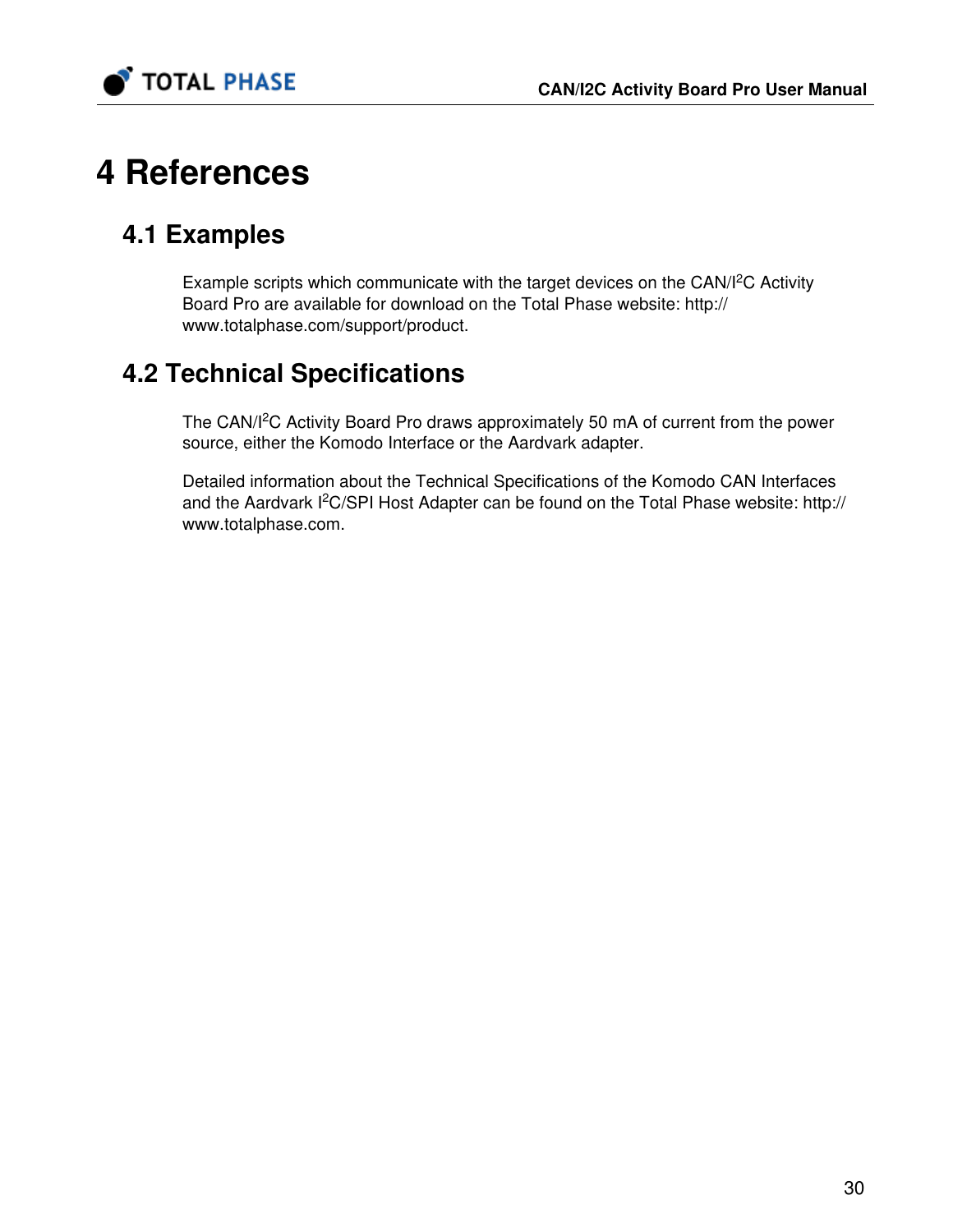# 4 References

## 4.1 Examples

Example scripts which communicate with the target devices on the CAN/I$^2$C Activity Board Pro are available for download on the Total Phase website: http://www.totalphase.com/support/product.

## 4.2 Technical Specifications

The CAN/I$^2$C Activity Board Pro draws approximately 50 mA of current from the power source, either the Komodo Interface or the Aardvark adapter.

Detailed information about the Technical Specifications of the Komodo CAN Interfaces and the Aardvark I$^2$C/SPI Host Adapter can be found on the Total Phase website: http://www.totalphase.com.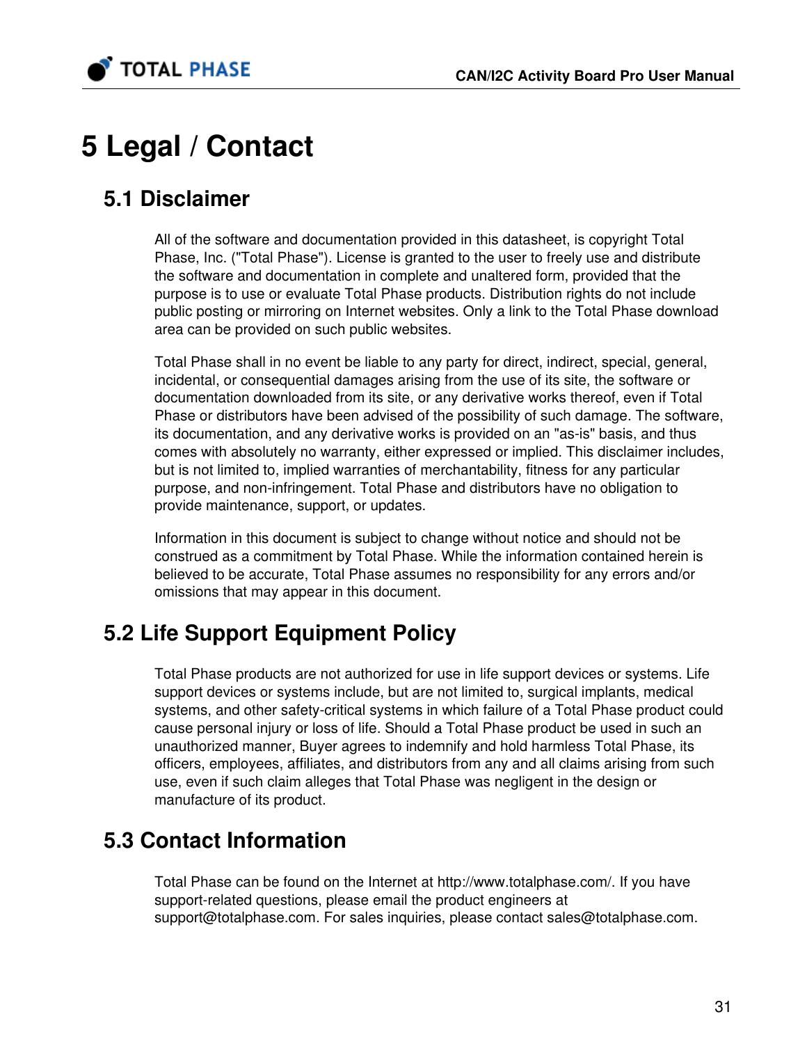# 5 Legal / Contact

## 5.1 Disclaimer

All of the software and documentation provided in this datasheet, is copyright Total Phase, Inc. ("Total Phase"). License is granted to the user to freely use and distribute the software and documentation in complete and unaltered form, provided that the purpose is to use or evaluate Total Phase products. Distribution rights do not include public posting or mirroring on Internet websites. Only a link to the Total Phase download area can be provided on such public websites.

Total Phase shall in no event be liable to any party for direct, indirect, special, general, incidental, or consequential damages arising from the use of its site, the software or documentation downloaded from its site, or any derivative works thereof, even if Total Phase or distributors have been advised of the possibility of such damage. The software, its documentation, and any derivative works is provided on an "as-is" basis, and thus comes with absolutely no warranty, either expressed or implied. This disclaimer includes, but is not limited to, implied warranties of merchantability, fitness for any particular purpose, and non-infringement. Total Phase and distributors have no obligation to provide maintenance, support, or updates.

Information in this document is subject to change without notice and should not be construed as a commitment by Total Phase. While the information contained herein is believed to be accurate, Total Phase assumes no responsibility for any errors and/or omissions that may appear in this document.

## 5.2 Life Support Equipment Policy

Total Phase products are not authorized for use in life support devices or systems. Life support devices or systems include, but are not limited to, surgical implants, medical systems, and other safety-critical systems in which failure of a Total Phase product could cause personal injury or loss of life. Should a Total Phase product be used in such an unauthorized manner, Buyer agrees to indemnify and hold harmless Total Phase, its officers, employees, affiliates, and distributors from any and all claims arising from such use, even if such claim alleges that Total Phase was negligent in the design or manufacture of its product.

## 5.3 Contact Information

Total Phase can be found on the Internet at http://www.totalphase.com/. If you have support-related questions, please email the product engineers at support@totalphase.com. For sales inquiries, please contact sales@totalphase.com.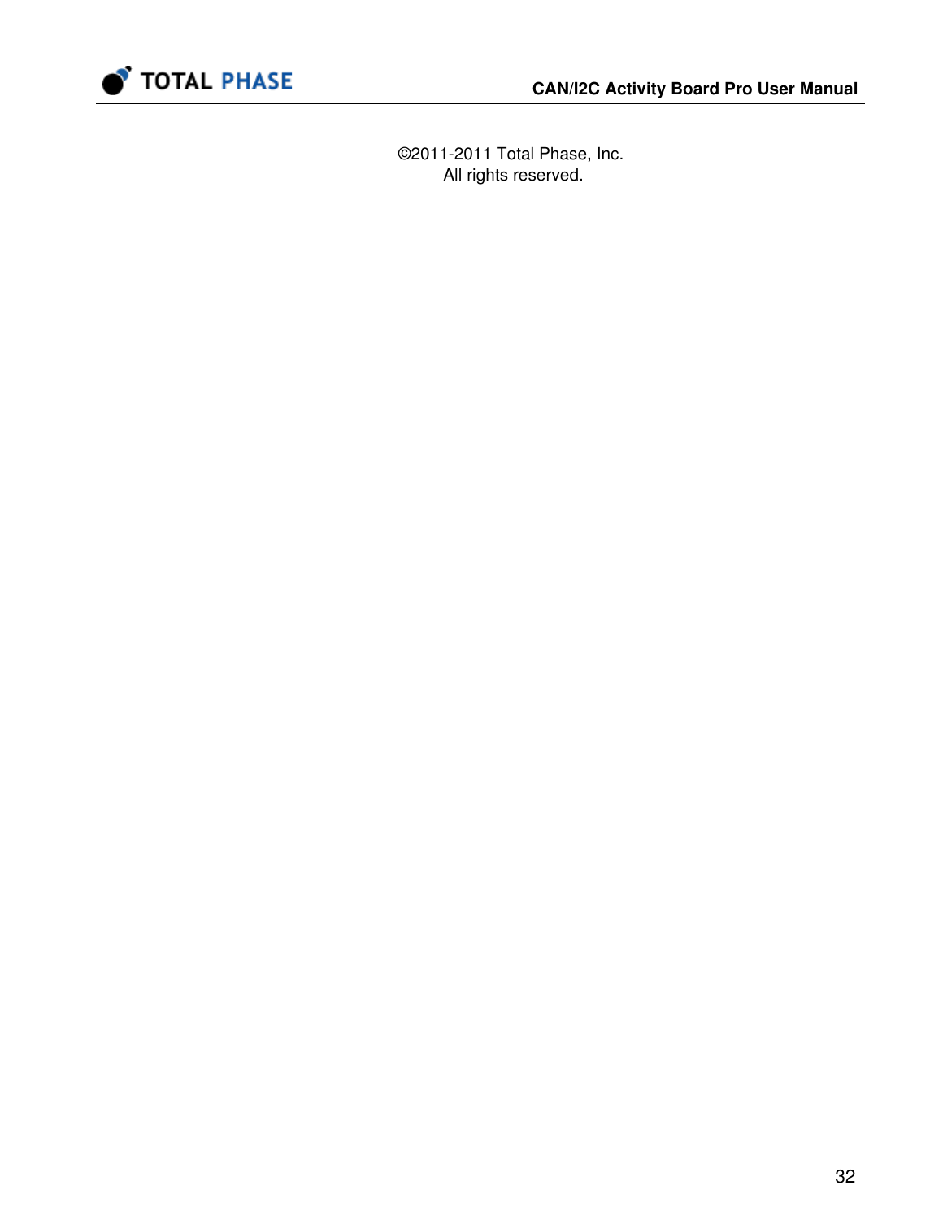©2011-2011 Total Phase, Inc.
All rights reserved.